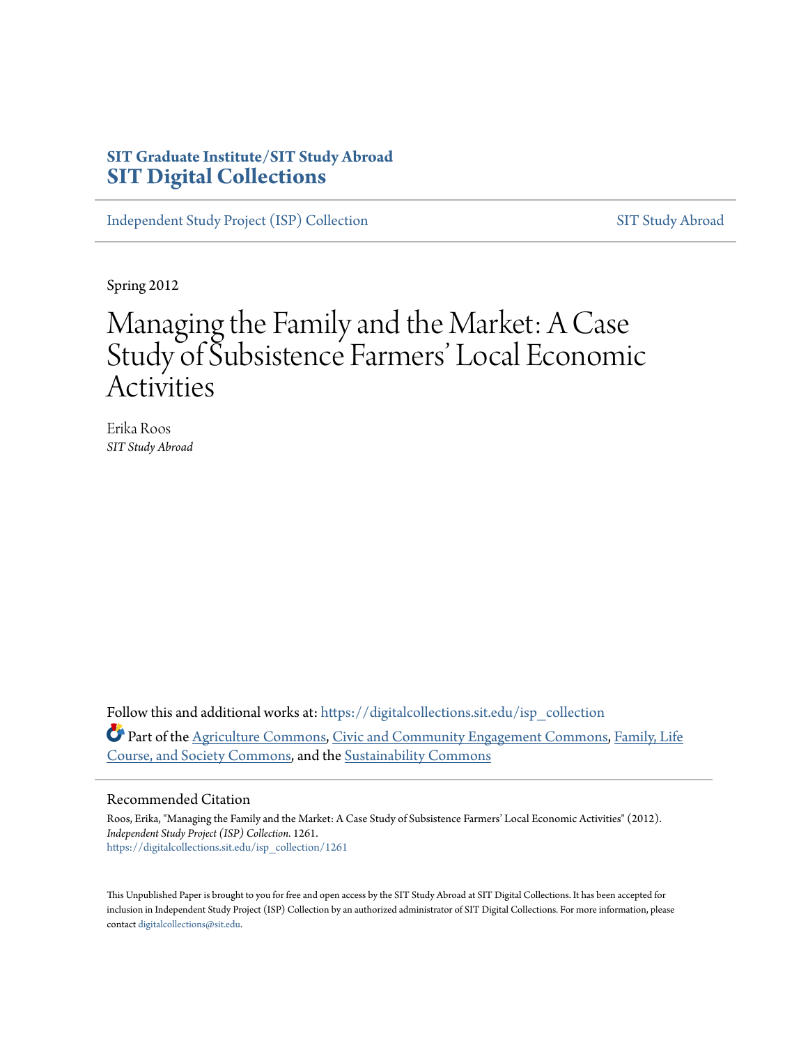SIT Graduate Institute/SIT Study Abroad

# SIT Digital Collections

Independent Study Project (ISP) Collection | SIT Study Abroad

Spring 2012

# Managing the Family and the Market: A Case Study of Subsistence Farmers' Local Economic Activities

Erika Roos
*SIT Study Abroad*

Follow this and additional works at: https://digitalcollections.sit.edu/isp_collection

Part of the Agriculture Commons, Civic and Community Engagement Commons, Family, Life Course, and Society Commons, and the Sustainability Commons

## Recommended Citation

Roos, Erika, "Managing the Family and the Market: A Case Study of Subsistence Farmers' Local Economic Activities" (2012). *Independent Study Project (ISP) Collection*. 1261.
https://digitalcollections.sit.edu/isp_collection/1261

This Unpublished Paper is brought to you for free and open access by the SIT Study Abroad at SIT Digital Collections. It has been accepted for inclusion in Independent Study Project (ISP) Collection by an authorized administrator of SIT Digital Collections. For more information, please contact digitalcollections@sit.edu.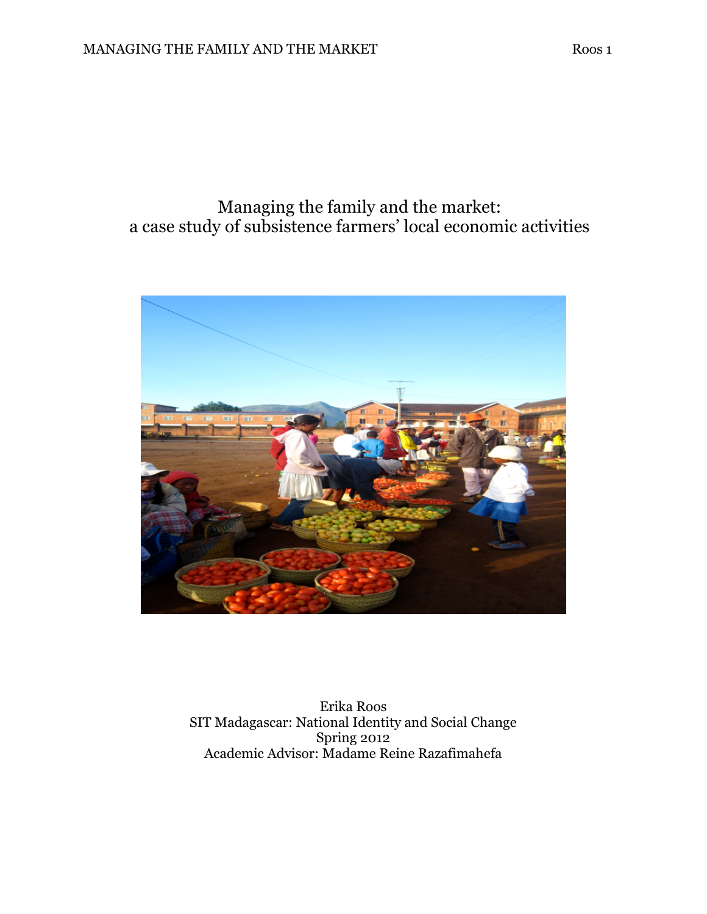# Managing the family and the market:
## a case study of subsistence farmers' local economic activities

Erika Roos
SIT Madagascar: National Identity and Social Change
Spring 2012
Academic Advisor: Madame Reine Razafimahefa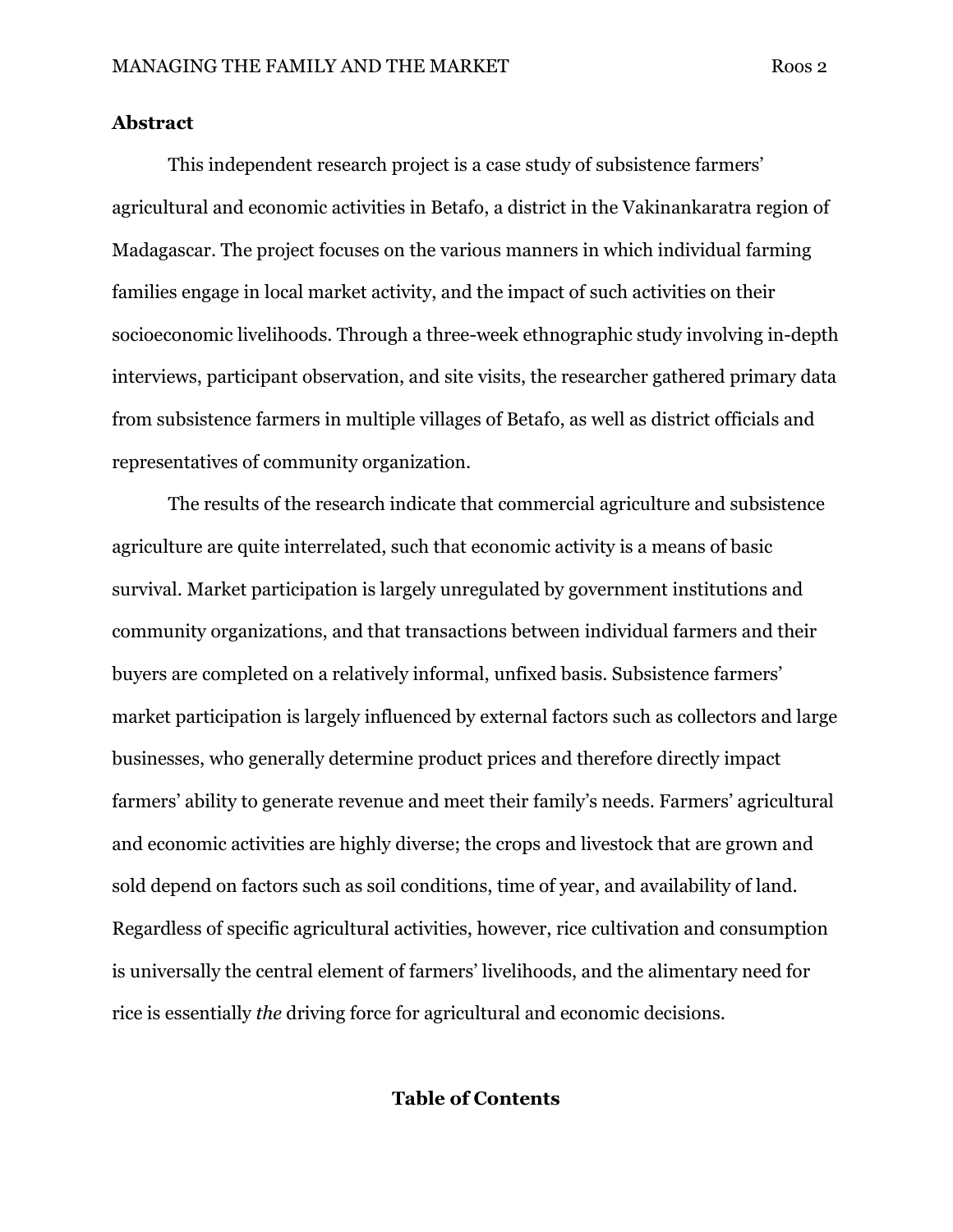## Abstract

This independent research project is a case study of subsistence farmers' agricultural and economic activities in Betafo, a district in the Vakinankaratra region of Madagascar. The project focuses on the various manners in which individual farming families engage in local market activity, and the impact of such activities on their socioeconomic livelihoods. Through a three-week ethnographic study involving in-depth interviews, participant observation, and site visits, the researcher gathered primary data from subsistence farmers in multiple villages of Betafo, as well as district officials and representatives of community organization.

The results of the research indicate that commercial agriculture and subsistence agriculture are quite interrelated, such that economic activity is a means of basic survival. Market participation is largely unregulated by government institutions and community organizations, and that transactions between individual farmers and their buyers are completed on a relatively informal, unfixed basis. Subsistence farmers' market participation is largely influenced by external factors such as collectors and large businesses, who generally determine product prices and therefore directly impact farmers' ability to generate revenue and meet their family's needs. Farmers' agricultural and economic activities are highly diverse; the crops and livestock that are grown and sold depend on factors such as soil conditions, time of year, and availability of land. Regardless of specific agricultural activities, however, rice cultivation and consumption is universally the central element of farmers' livelihoods, and the alimentary need for rice is essentially *the* driving force for agricultural and economic decisions.

## Table of Contents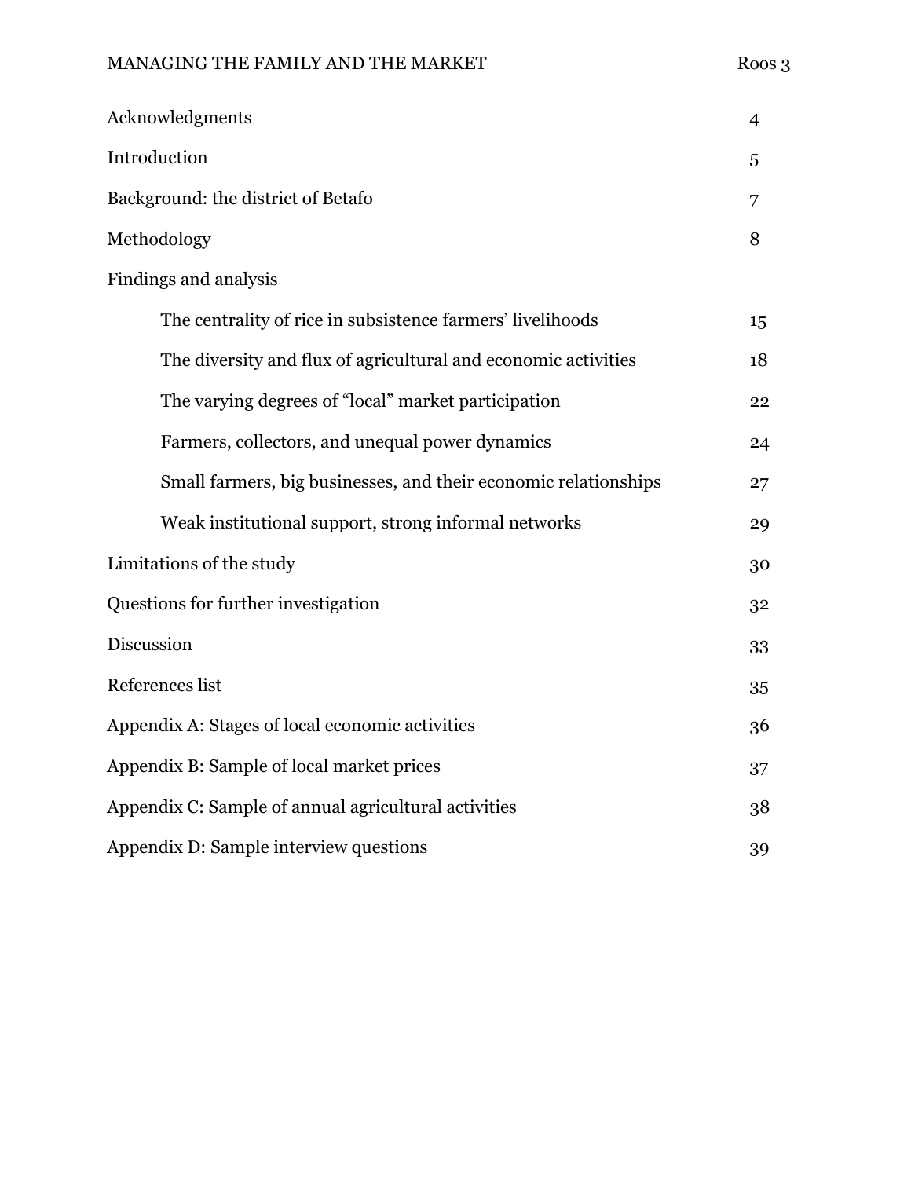| | |
|---|---|
| Acknowledgments | 4 |
| Introduction | 5 |
| Background: the district of Betafo | 7 |
| Methodology | 8 |
| Findings and analysis | |
| The centrality of rice in subsistence farmers' livelihoods | 15 |
| The diversity and flux of agricultural and economic activities | 18 |
| The varying degrees of "local" market participation | 22 |
| Farmers, collectors, and unequal power dynamics | 24 |
| Small farmers, big businesses, and their economic relationships | 27 |
| Weak institutional support, strong informal networks | 29 |
| Limitations of the study | 30 |
| Questions for further investigation | 32 |
| Discussion | 33 |
| References list | 35 |
| Appendix A: Stages of local economic activities | 36 |
| Appendix B: Sample of local market prices | 37 |
| Appendix C: Sample of annual agricultural activities | 38 |
| Appendix D: Sample interview questions | 39 |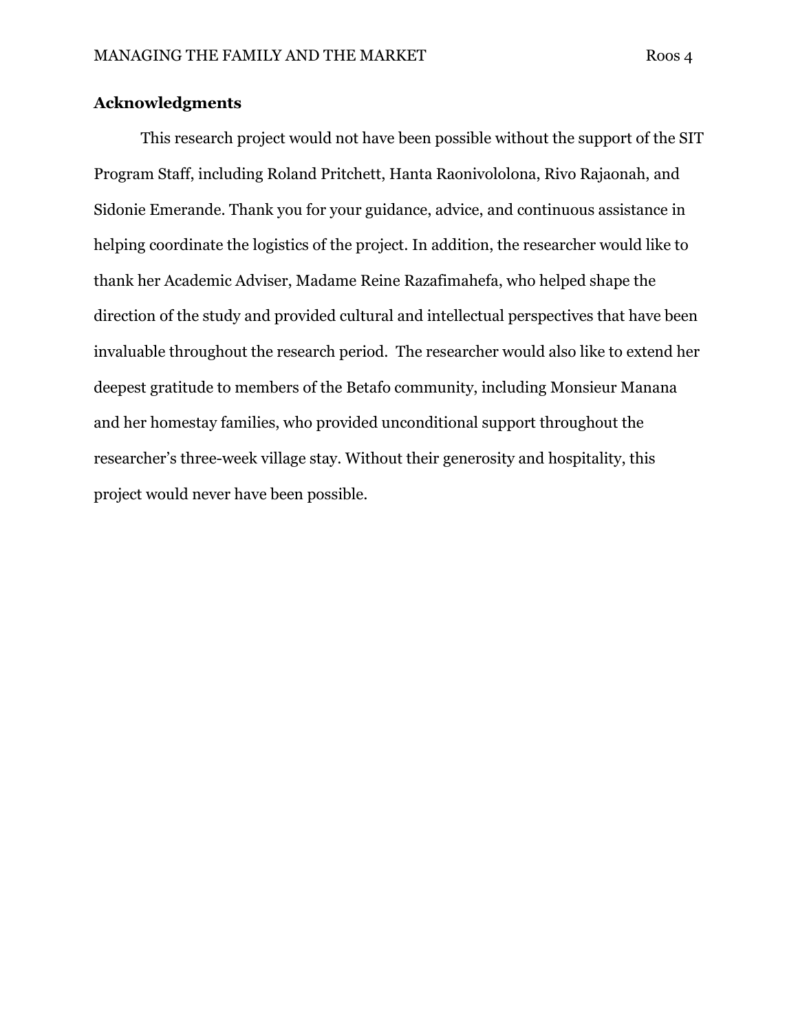## Acknowledgments

This research project would not have been possible without the support of the SIT Program Staff, including Roland Pritchett, Hanta Raonivololona, Rivo Rajaonah, and Sidonie Emerande. Thank you for your guidance, advice, and continuous assistance in helping coordinate the logistics of the project. In addition, the researcher would like to thank her Academic Adviser, Madame Reine Razafimahefa, who helped shape the direction of the study and provided cultural and intellectual perspectives that have been invaluable throughout the research period. The researcher would also like to extend her deepest gratitude to members of the Betafo community, including Monsieur Manana and her homestay families, who provided unconditional support throughout the researcher's three-week village stay. Without their generosity and hospitality, this project would never have been possible.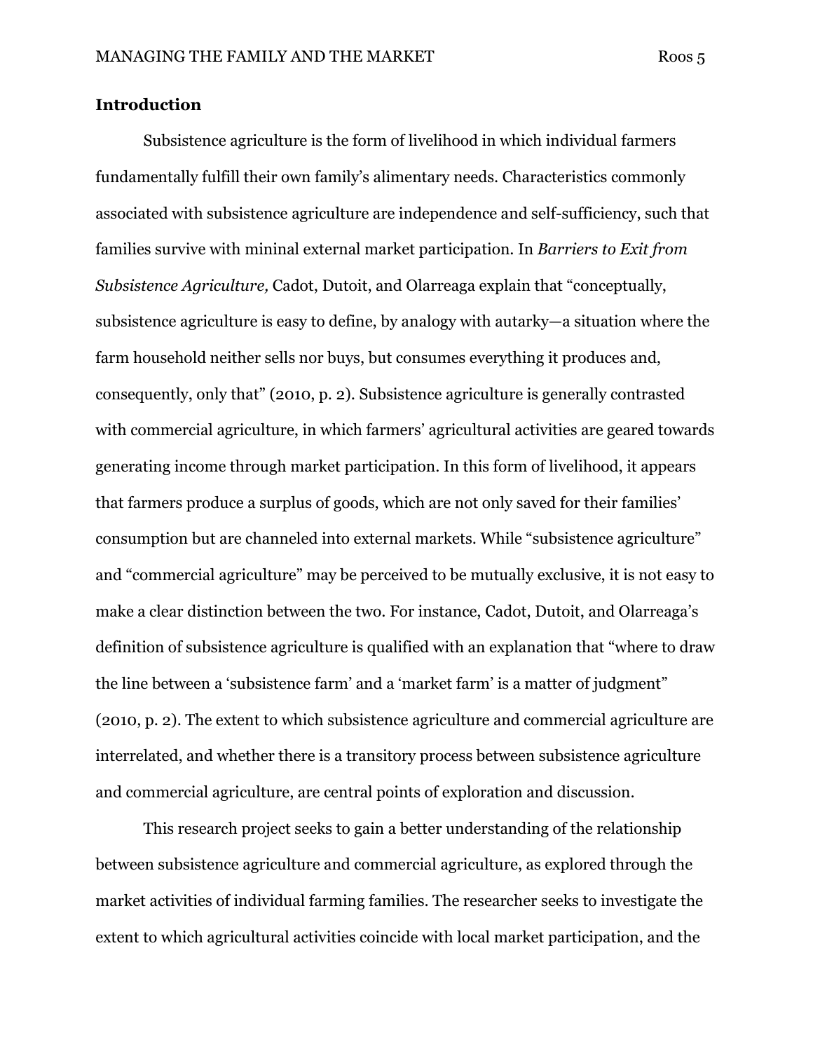**Introduction**

Subsistence agriculture is the form of livelihood in which individual farmers fundamentally fulfill their own family's alimentary needs. Characteristics commonly associated with subsistence agriculture are independence and self-sufficiency, such that families survive with mininal external market participation. In *Barriers to Exit from Subsistence Agriculture,* Cadot, Dutoit, and Olarreaga explain that "conceptually, subsistence agriculture is easy to define, by analogy with autarky—a situation where the farm household neither sells nor buys, but consumes everything it produces and, consequently, only that" (2010, p. 2). Subsistence agriculture is generally contrasted with commercial agriculture, in which farmers' agricultural activities are geared towards generating income through market participation. In this form of livelihood, it appears that farmers produce a surplus of goods, which are not only saved for their families' consumption but are channeled into external markets. While "subsistence agriculture" and "commercial agriculture" may be perceived to be mutually exclusive, it is not easy to make a clear distinction between the two. For instance, Cadot, Dutoit, and Olarreaga's definition of subsistence agriculture is qualified with an explanation that "where to draw the line between a 'subsistence farm' and a 'market farm' is a matter of judgment" (2010, p. 2). The extent to which subsistence agriculture and commercial agriculture are interrelated, and whether there is a transitory process between subsistence agriculture and commercial agriculture, are central points of exploration and discussion.

This research project seeks to gain a better understanding of the relationship between subsistence agriculture and commercial agriculture, as explored through the market activities of individual farming families. The researcher seeks to investigate the extent to which agricultural activities coincide with local market participation, and the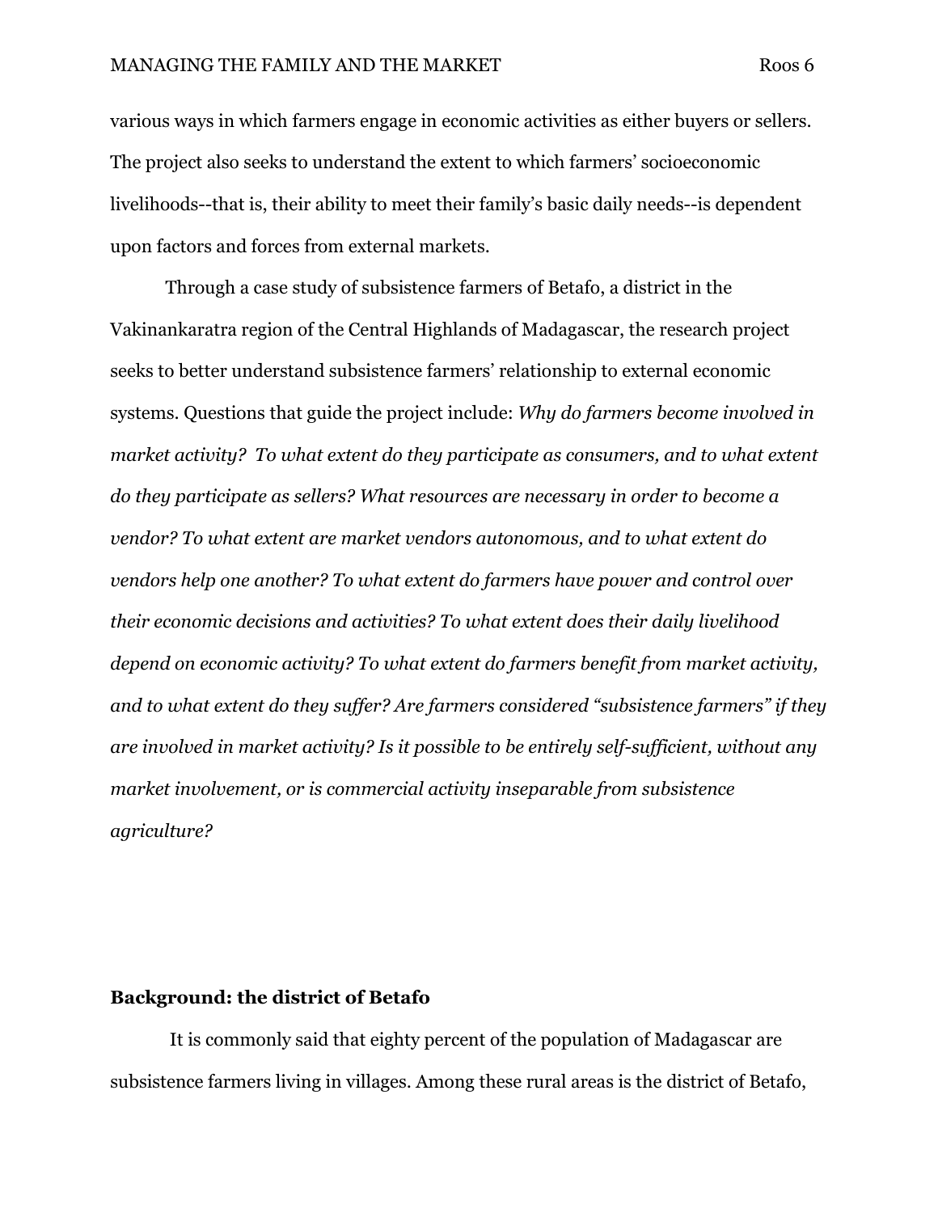various ways in which farmers engage in economic activities as either buyers or sellers. The project also seeks to understand the extent to which farmers' socioeconomic livelihoods--that is, their ability to meet their family's basic daily needs--is dependent upon factors and forces from external markets.

Through a case study of subsistence farmers of Betafo, a district in the Vakinankaratra region of the Central Highlands of Madagascar, the research project seeks to better understand subsistence farmers' relationship to external economic systems. Questions that guide the project include: *Why do farmers become involved in market activity? To what extent do they participate as consumers, and to what extent do they participate as sellers? What resources are necessary in order to become a vendor? To what extent are market vendors autonomous, and to what extent do vendors help one another? To what extent do farmers have power and control over their economic decisions and activities? To what extent does their daily livelihood depend on economic activity? To what extent do farmers benefit from market activity, and to what extent do they suffer? Are farmers considered "subsistence farmers" if they are involved in market activity? Is it possible to be entirely self-sufficient, without any market involvement, or is commercial activity inseparable from subsistence agriculture?*

**Background: the district of Betafo**

It is commonly said that eighty percent of the population of Madagascar are subsistence farmers living in villages. Among these rural areas is the district of Betafo,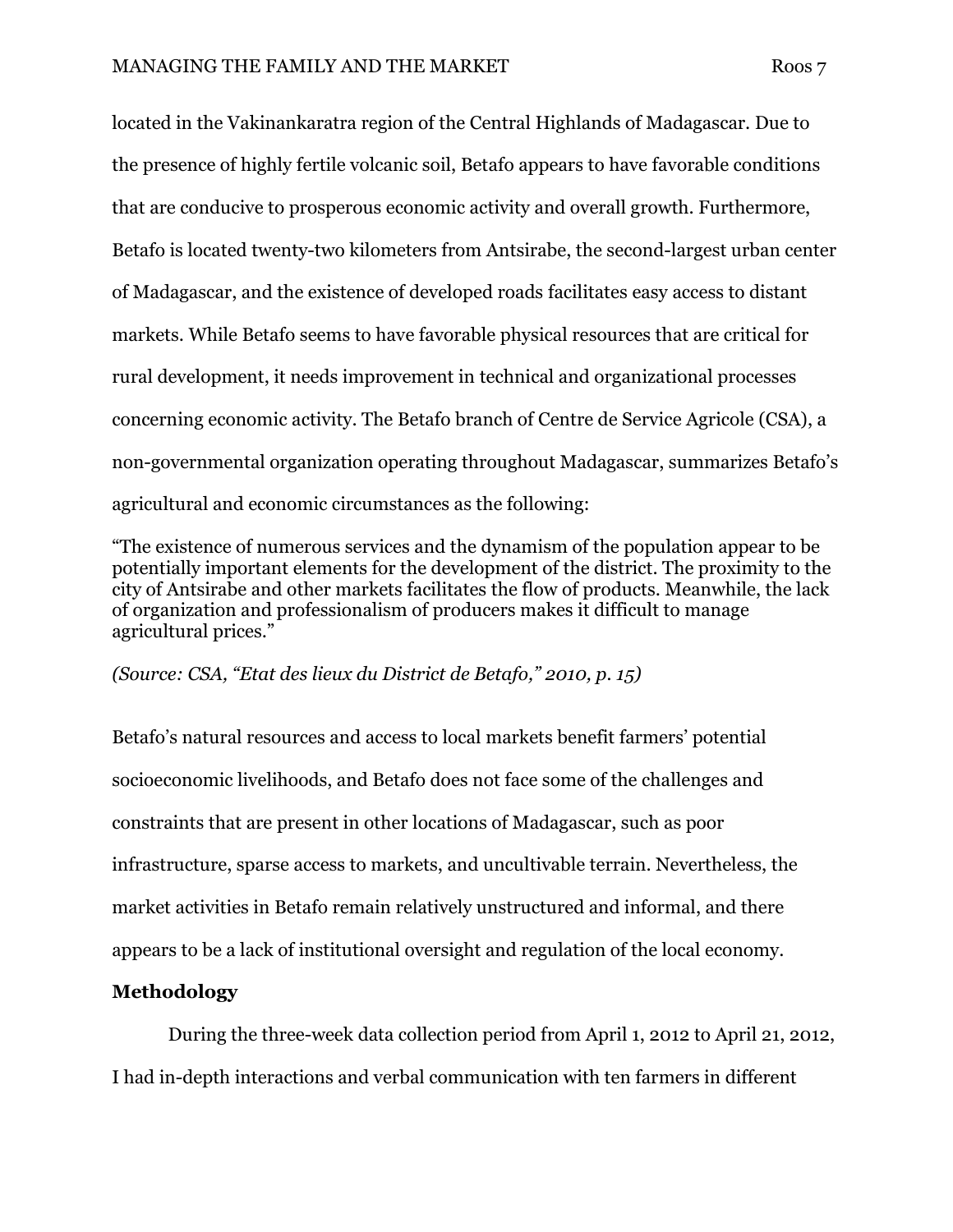located in the Vakinankaratra region of the Central Highlands of Madagascar. Due to the presence of highly fertile volcanic soil, Betafo appears to have favorable conditions that are conducive to prosperous economic activity and overall growth. Furthermore, Betafo is located twenty-two kilometers from Antsirabe, the second-largest urban center of Madagascar, and the existence of developed roads facilitates easy access to distant markets. While Betafo seems to have favorable physical resources that are critical for rural development, it needs improvement in technical and organizational processes concerning economic activity. The Betafo branch of Centre de Service Agricole (CSA), a non-governmental organization operating throughout Madagascar, summarizes Betafo's agricultural and economic circumstances as the following:

"The existence of numerous services and the dynamism of the population appear to be potentially important elements for the development of the district. The proximity to the city of Antsirabe and other markets facilitates the flow of products. Meanwhile, the lack of organization and professionalism of producers makes it difficult to manage agricultural prices."

*(Source: CSA, "Etat des lieux du District de Betafo," 2010, p. 15)*

Betafo's natural resources and access to local markets benefit farmers' potential socioeconomic livelihoods, and Betafo does not face some of the challenges and constraints that are present in other locations of Madagascar, such as poor infrastructure, sparse access to markets, and uncultivable terrain. Nevertheless, the market activities in Betafo remain relatively unstructured and informal, and there appears to be a lack of institutional oversight and regulation of the local economy.

**Methodology**

During the three-week data collection period from April 1, 2012 to April 21, 2012, I had in-depth interactions and verbal communication with ten farmers in different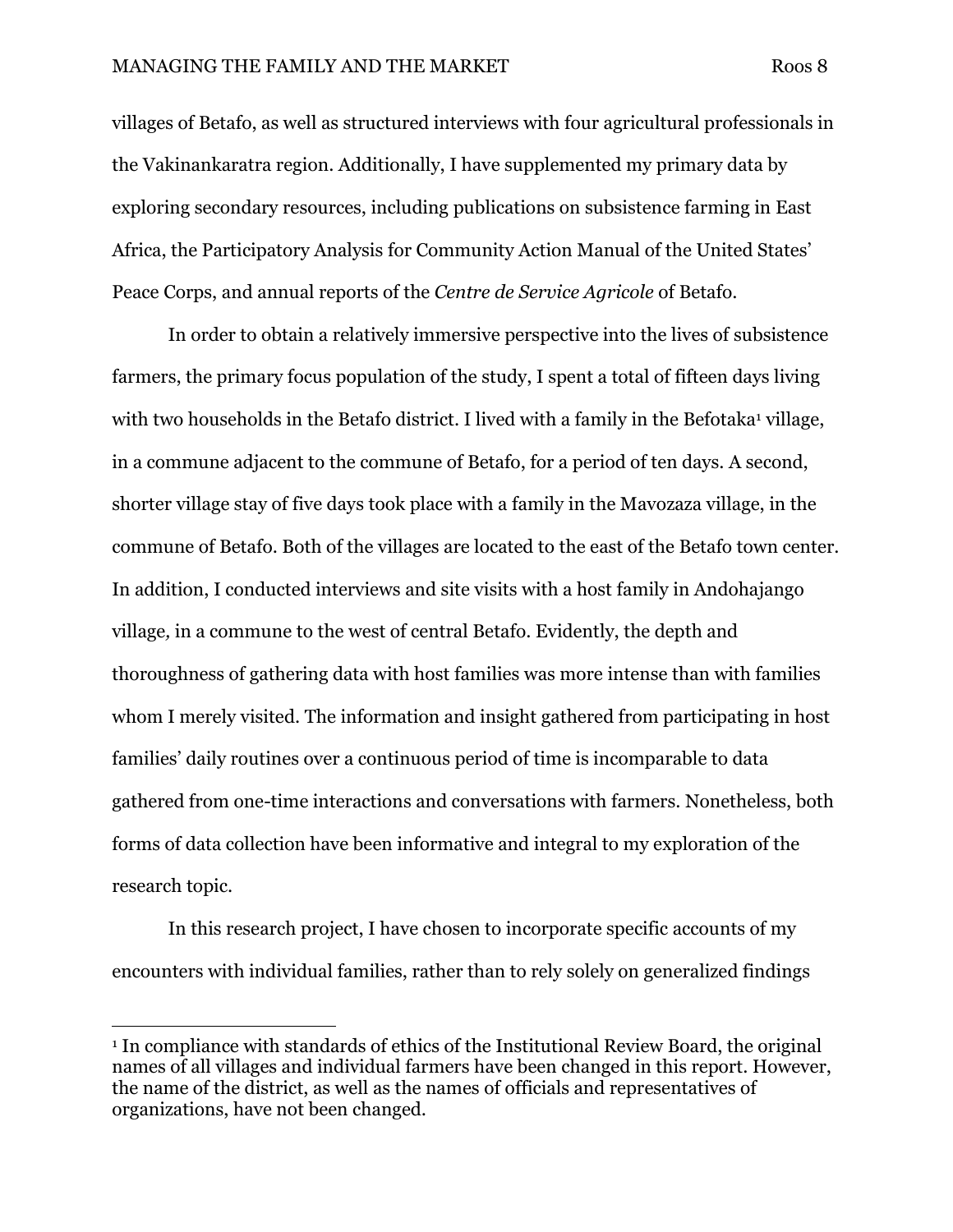villages of Betafo, as well as structured interviews with four agricultural professionals in the Vakinankaratra region. Additionally, I have supplemented my primary data by exploring secondary resources, including publications on subsistence farming in East Africa, the Participatory Analysis for Community Action Manual of the United States' Peace Corps, and annual reports of the *Centre de Service Agricole* of Betafo.

In order to obtain a relatively immersive perspective into the lives of subsistence farmers, the primary focus population of the study, I spent a total of fifteen days living with two households in the Betafo district. I lived with a family in the Befotaka[1] village, in a commune adjacent to the commune of Betafo, for a period of ten days. A second, shorter village stay of five days took place with a family in the Mavozaza village, in the commune of Betafo. Both of the villages are located to the east of the Betafo town center. In addition, I conducted interviews and site visits with a host family in Andohajango village, in a commune to the west of central Betafo. Evidently, the depth and thoroughness of gathering data with host families was more intense than with families whom I merely visited. The information and insight gathered from participating in host families' daily routines over a continuous period of time is incomparable to data gathered from one-time interactions and conversations with farmers. Nonetheless, both forms of data collection have been informative and integral to my exploration of the research topic.

In this research project, I have chosen to incorporate specific accounts of my encounters with individual families, rather than to rely solely on generalized findings

[1] In compliance with standards of ethics of the Institutional Review Board, the original names of all villages and individual farmers have been changed in this report. However, the name of the district, as well as the names of officials and representatives of organizations, have not been changed.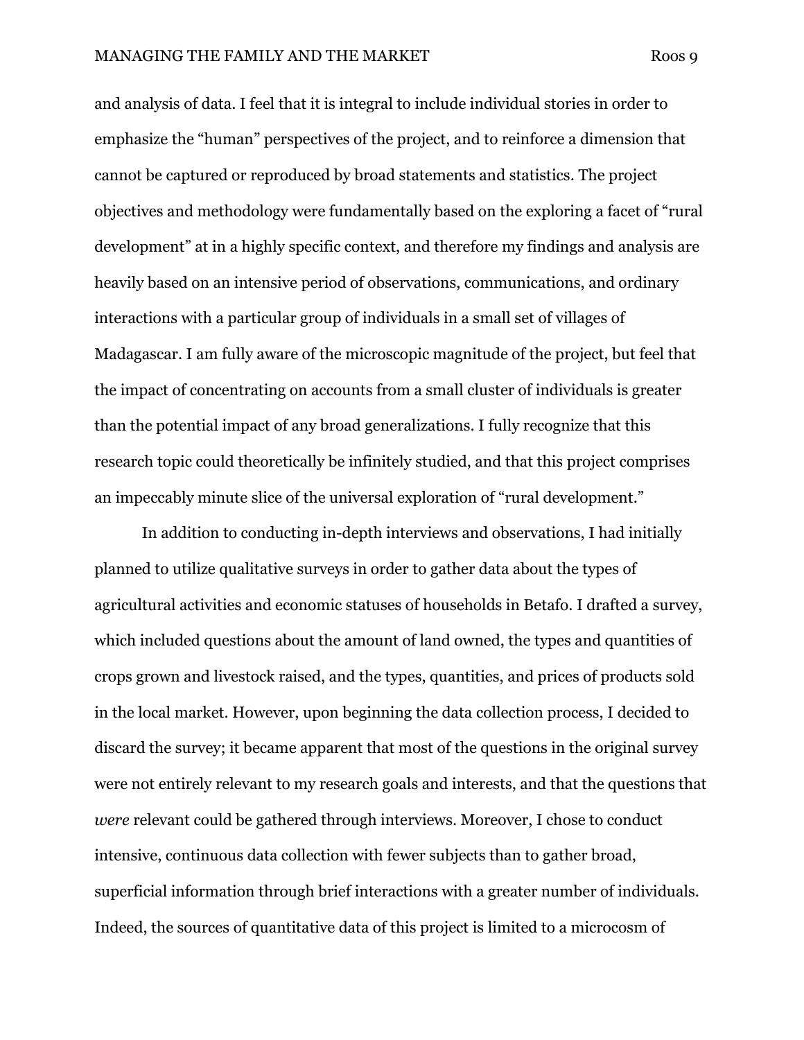and analysis of data. I feel that it is integral to include individual stories in order to emphasize the "human" perspectives of the project, and to reinforce a dimension that cannot be captured or reproduced by broad statements and statistics. The project objectives and methodology were fundamentally based on the exploring a facet of "rural development" at in a highly specific context, and therefore my findings and analysis are heavily based on an intensive period of observations, communications, and ordinary interactions with a particular group of individuals in a small set of villages of Madagascar. I am fully aware of the microscopic magnitude of the project, but feel that the impact of concentrating on accounts from a small cluster of individuals is greater than the potential impact of any broad generalizations. I fully recognize that this research topic could theoretically be infinitely studied, and that this project comprises an impeccably minute slice of the universal exploration of "rural development."

In addition to conducting in-depth interviews and observations, I had initially planned to utilize qualitative surveys in order to gather data about the types of agricultural activities and economic statuses of households in Betafo. I drafted a survey, which included questions about the amount of land owned, the types and quantities of crops grown and livestock raised, and the types, quantities, and prices of products sold in the local market. However, upon beginning the data collection process, I decided to discard the survey; it became apparent that most of the questions in the original survey were not entirely relevant to my research goals and interests, and that the questions that *were* relevant could be gathered through interviews. Moreover, I chose to conduct intensive, continuous data collection with fewer subjects than to gather broad, superficial information through brief interactions with a greater number of individuals. Indeed, the sources of quantitative data of this project is limited to a microcosm of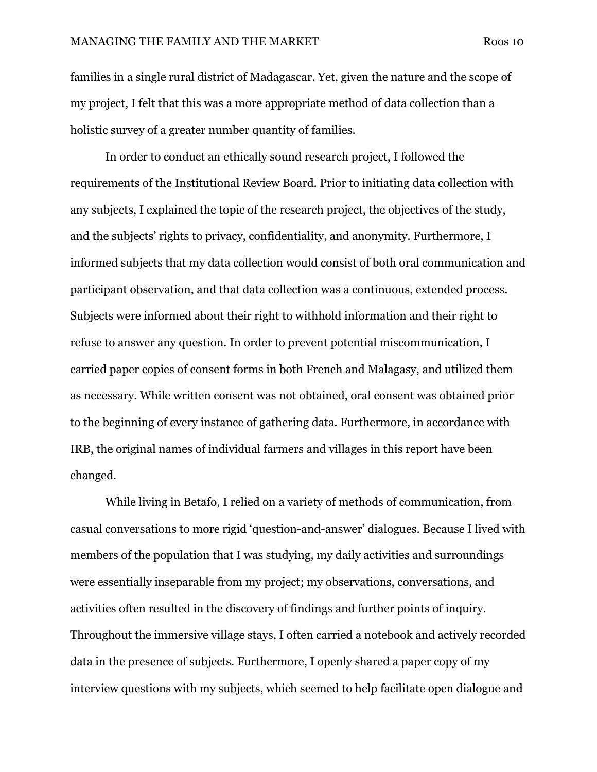families in a single rural district of Madagascar. Yet, given the nature and the scope of my project, I felt that this was a more appropriate method of data collection than a holistic survey of a greater number quantity of families.

In order to conduct an ethically sound research project, I followed the requirements of the Institutional Review Board. Prior to initiating data collection with any subjects, I explained the topic of the research project, the objectives of the study, and the subjects' rights to privacy, confidentiality, and anonymity. Furthermore, I informed subjects that my data collection would consist of both oral communication and participant observation, and that data collection was a continuous, extended process. Subjects were informed about their right to withhold information and their right to refuse to answer any question. In order to prevent potential miscommunication, I carried paper copies of consent forms in both French and Malagasy, and utilized them as necessary. While written consent was not obtained, oral consent was obtained prior to the beginning of every instance of gathering data. Furthermore, in accordance with IRB, the original names of individual farmers and villages in this report have been changed.

While living in Betafo, I relied on a variety of methods of communication, from casual conversations to more rigid 'question-and-answer' dialogues. Because I lived with members of the population that I was studying, my daily activities and surroundings were essentially inseparable from my project; my observations, conversations, and activities often resulted in the discovery of findings and further points of inquiry. Throughout the immersive village stays, I often carried a notebook and actively recorded data in the presence of subjects. Furthermore, I openly shared a paper copy of my interview questions with my subjects, which seemed to help facilitate open dialogue and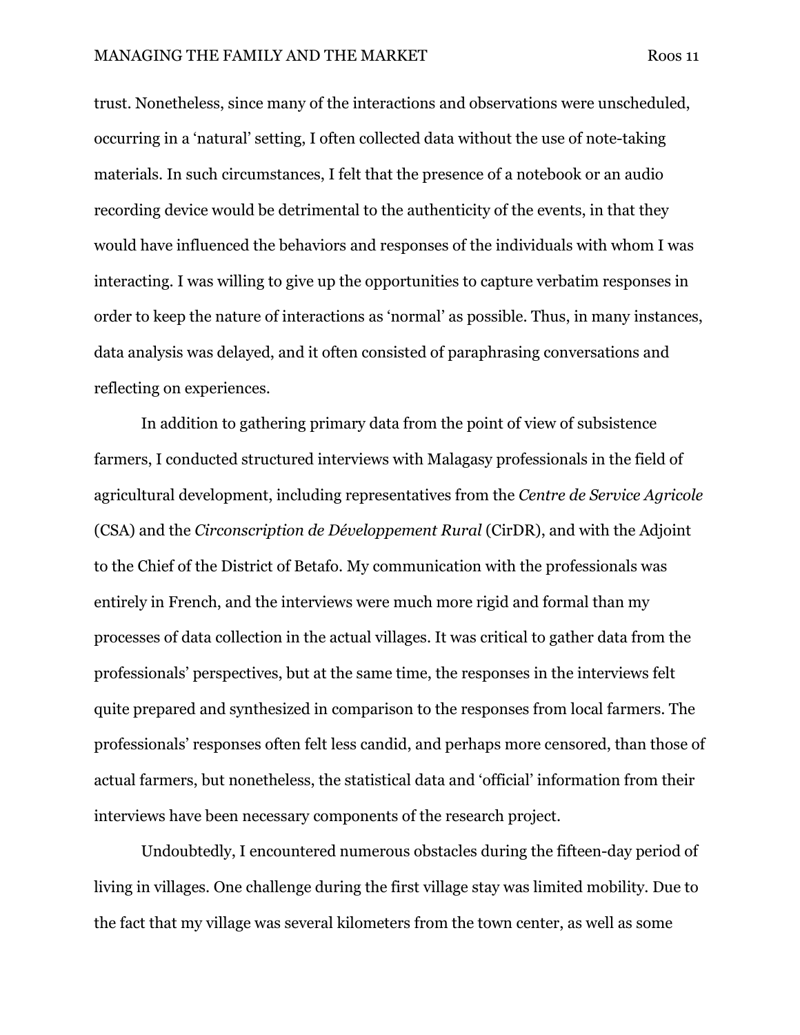trust. Nonetheless, since many of the interactions and observations were unscheduled, occurring in a 'natural' setting, I often collected data without the use of note-taking materials. In such circumstances, I felt that the presence of a notebook or an audio recording device would be detrimental to the authenticity of the events, in that they would have influenced the behaviors and responses of the individuals with whom I was interacting. I was willing to give up the opportunities to capture verbatim responses in order to keep the nature of interactions as 'normal' as possible. Thus, in many instances, data analysis was delayed, and it often consisted of paraphrasing conversations and reflecting on experiences.

In addition to gathering primary data from the point of view of subsistence farmers, I conducted structured interviews with Malagasy professionals in the field of agricultural development, including representatives from the *Centre de Service Agricole* (CSA) and the *Circonscription de Développement Rural* (CirDR), and with the Adjoint to the Chief of the District of Betafo. My communication with the professionals was entirely in French, and the interviews were much more rigid and formal than my processes of data collection in the actual villages. It was critical to gather data from the professionals' perspectives, but at the same time, the responses in the interviews felt quite prepared and synthesized in comparison to the responses from local farmers. The professionals' responses often felt less candid, and perhaps more censored, than those of actual farmers, but nonetheless, the statistical data and 'official' information from their interviews have been necessary components of the research project.

Undoubtedly, I encountered numerous obstacles during the fifteen-day period of living in villages. One challenge during the first village stay was limited mobility. Due to the fact that my village was several kilometers from the town center, as well as some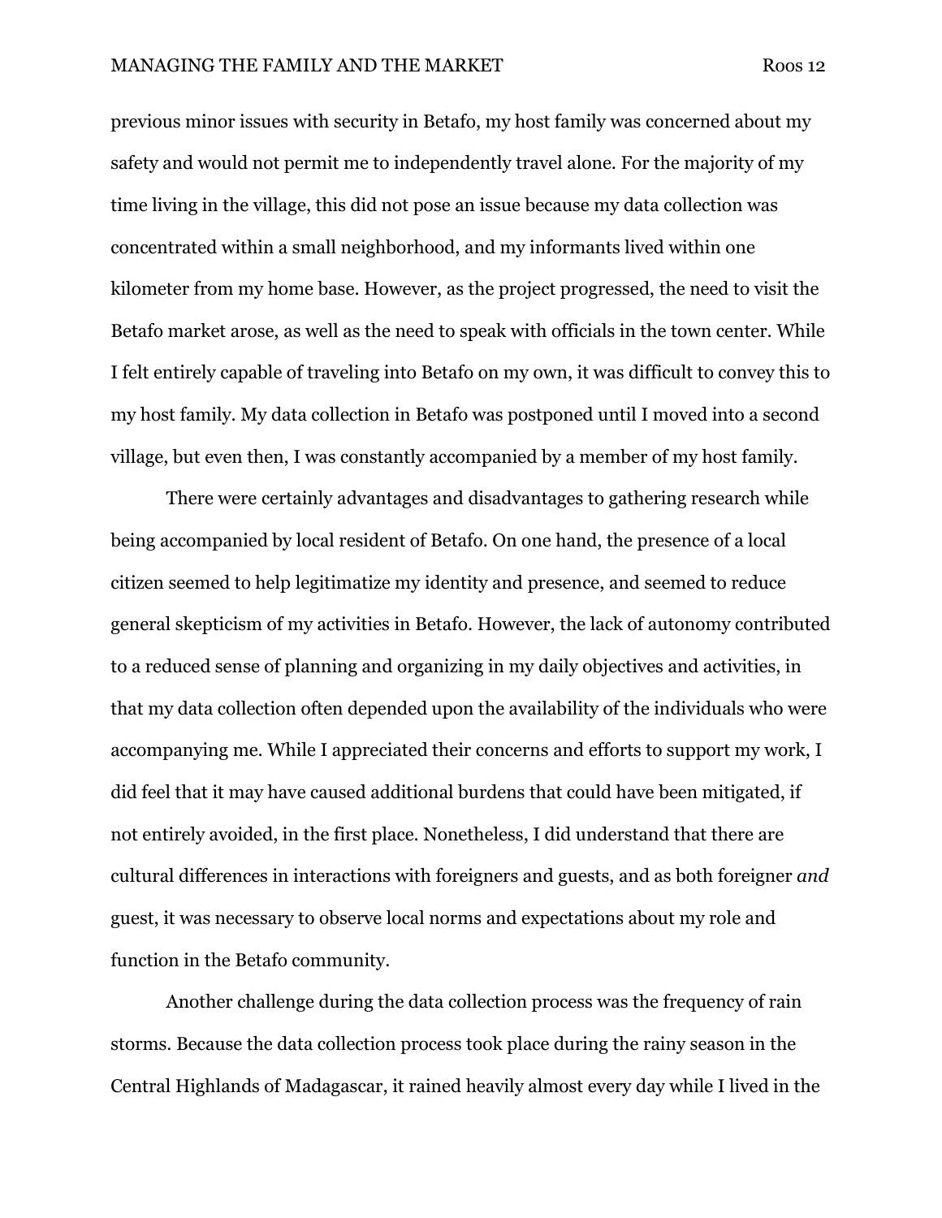previous minor issues with security in Betafo, my host family was concerned about my safety and would not permit me to independently travel alone. For the majority of my time living in the village, this did not pose an issue because my data collection was concentrated within a small neighborhood, and my informants lived within one kilometer from my home base. However, as the project progressed, the need to visit the Betafo market arose, as well as the need to speak with officials in the town center. While I felt entirely capable of traveling into Betafo on my own, it was difficult to convey this to my host family. My data collection in Betafo was postponed until I moved into a second village, but even then, I was constantly accompanied by a member of my host family.

There were certainly advantages and disadvantages to gathering research while being accompanied by local resident of Betafo. On one hand, the presence of a local citizen seemed to help legitimatize my identity and presence, and seemed to reduce general skepticism of my activities in Betafo. However, the lack of autonomy contributed to a reduced sense of planning and organizing in my daily objectives and activities, in that my data collection often depended upon the availability of the individuals who were accompanying me. While I appreciated their concerns and efforts to support my work, I did feel that it may have caused additional burdens that could have been mitigated, if not entirely avoided, in the first place. Nonetheless, I did understand that there are cultural differences in interactions with foreigners and guests, and as both foreigner *and* guest, it was necessary to observe local norms and expectations about my role and function in the Betafo community.

Another challenge during the data collection process was the frequency of rain storms. Because the data collection process took place during the rainy season in the Central Highlands of Madagascar, it rained heavily almost every day while I lived in the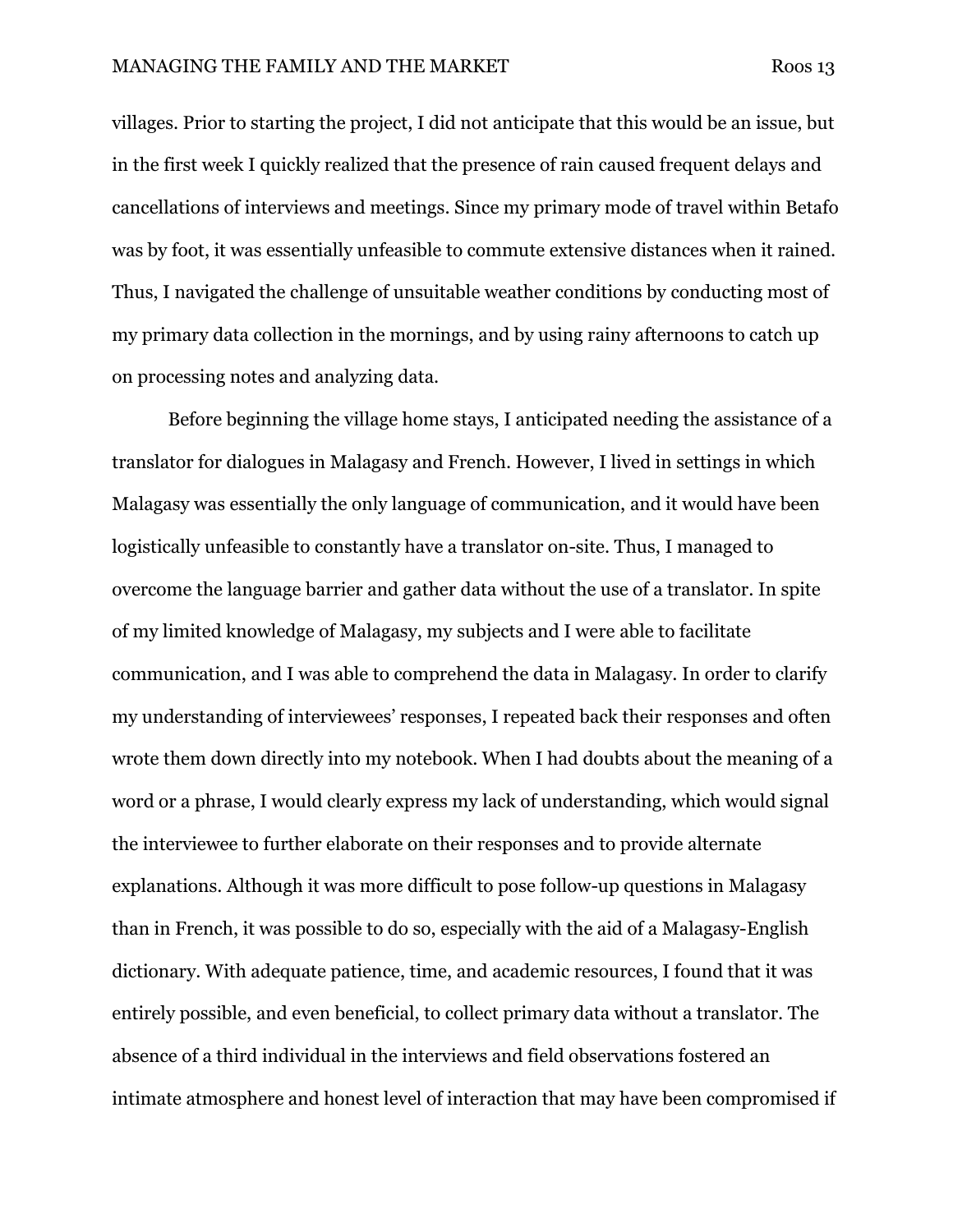villages. Prior to starting the project, I did not anticipate that this would be an issue, but in the first week I quickly realized that the presence of rain caused frequent delays and cancellations of interviews and meetings. Since my primary mode of travel within Betafo was by foot, it was essentially unfeasible to commute extensive distances when it rained. Thus, I navigated the challenge of unsuitable weather conditions by conducting most of my primary data collection in the mornings, and by using rainy afternoons to catch up on processing notes and analyzing data.

Before beginning the village home stays, I anticipated needing the assistance of a translator for dialogues in Malagasy and French. However, I lived in settings in which Malagasy was essentially the only language of communication, and it would have been logistically unfeasible to constantly have a translator on-site. Thus, I managed to overcome the language barrier and gather data without the use of a translator. In spite of my limited knowledge of Malagasy, my subjects and I were able to facilitate communication, and I was able to comprehend the data in Malagasy. In order to clarify my understanding of interviewees' responses, I repeated back their responses and often wrote them down directly into my notebook. When I had doubts about the meaning of a word or a phrase, I would clearly express my lack of understanding, which would signal the interviewee to further elaborate on their responses and to provide alternate explanations. Although it was more difficult to pose follow-up questions in Malagasy than in French, it was possible to do so, especially with the aid of a Malagasy-English dictionary. With adequate patience, time, and academic resources, I found that it was entirely possible, and even beneficial, to collect primary data without a translator. The absence of a third individual in the interviews and field observations fostered an intimate atmosphere and honest level of interaction that may have been compromised if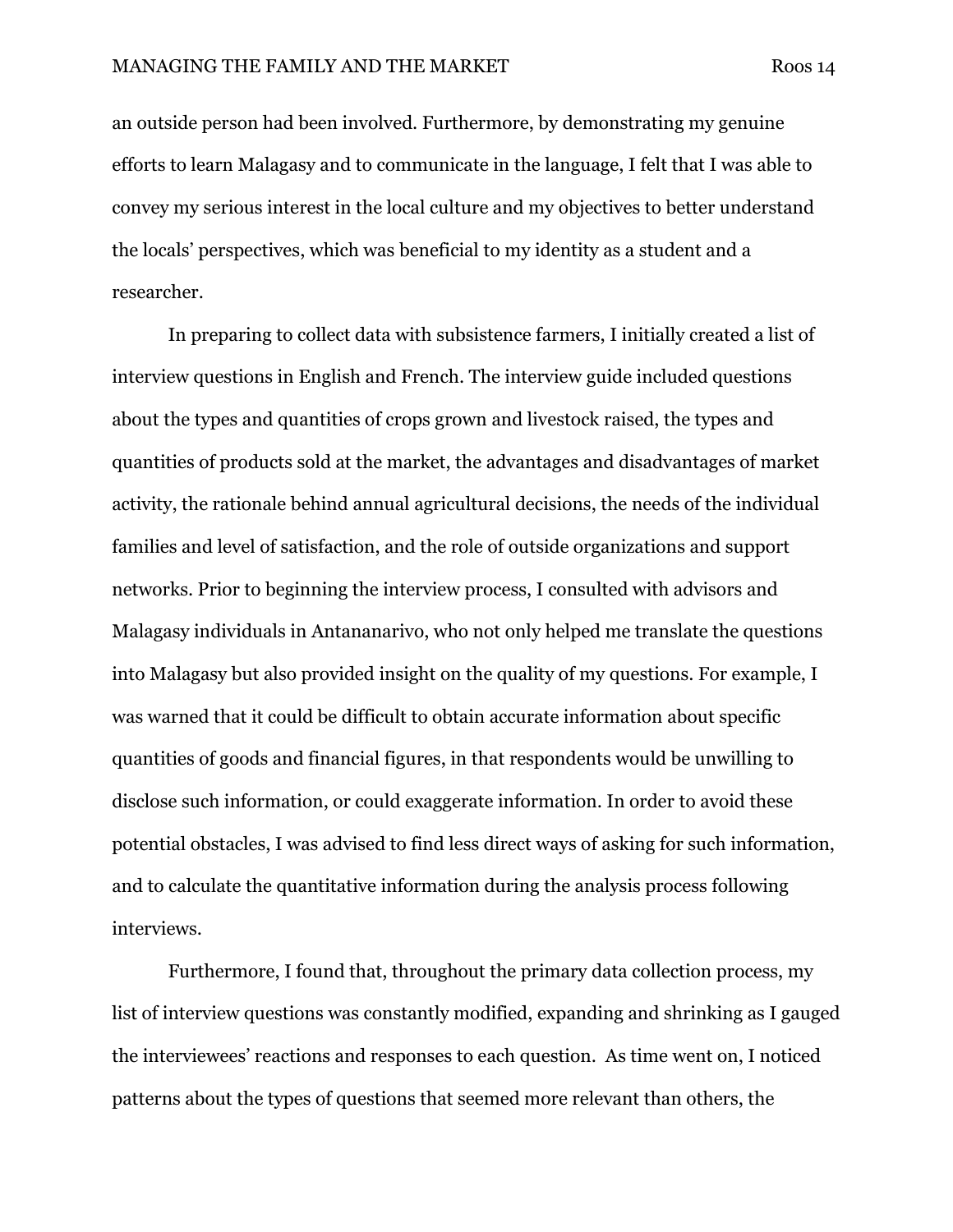an outside person had been involved. Furthermore, by demonstrating my genuine efforts to learn Malagasy and to communicate in the language, I felt that I was able to convey my serious interest in the local culture and my objectives to better understand the locals' perspectives, which was beneficial to my identity as a student and a researcher.

In preparing to collect data with subsistence farmers, I initially created a list of interview questions in English and French. The interview guide included questions about the types and quantities of crops grown and livestock raised, the types and quantities of products sold at the market, the advantages and disadvantages of market activity, the rationale behind annual agricultural decisions, the needs of the individual families and level of satisfaction, and the role of outside organizations and support networks. Prior to beginning the interview process, I consulted with advisors and Malagasy individuals in Antananarivo, who not only helped me translate the questions into Malagasy but also provided insight on the quality of my questions. For example, I was warned that it could be difficult to obtain accurate information about specific quantities of goods and financial figures, in that respondents would be unwilling to disclose such information, or could exaggerate information. In order to avoid these potential obstacles, I was advised to find less direct ways of asking for such information, and to calculate the quantitative information during the analysis process following interviews.

Furthermore, I found that, throughout the primary data collection process, my list of interview questions was constantly modified, expanding and shrinking as I gauged the interviewees' reactions and responses to each question. As time went on, I noticed patterns about the types of questions that seemed more relevant than others, the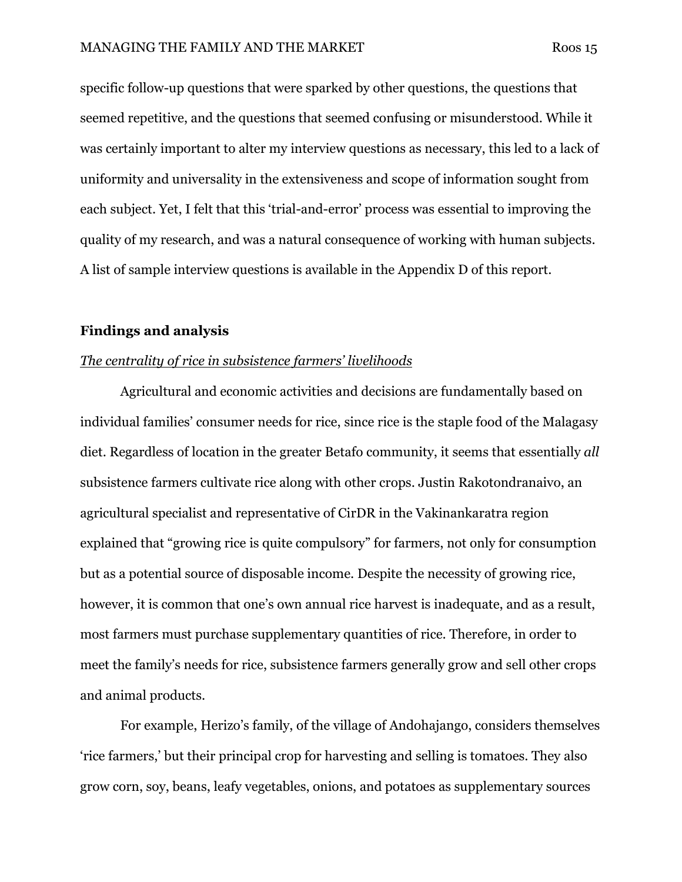specific follow-up questions that were sparked by other questions, the questions that seemed repetitive, and the questions that seemed confusing or misunderstood. While it was certainly important to alter my interview questions as necessary, this led to a lack of uniformity and universality in the extensiveness and scope of information sought from each subject. Yet, I felt that this 'trial-and-error' process was essential to improving the quality of my research, and was a natural consequence of working with human subjects. A list of sample interview questions is available in the Appendix D of this report.

## Findings and analysis

### <u>*The centrality of rice in subsistence farmers' livelihoods*</u>

Agricultural and economic activities and decisions are fundamentally based on individual families' consumer needs for rice, since rice is the staple food of the Malagasy diet. Regardless of location in the greater Betafo community, it seems that essentially *all* subsistence farmers cultivate rice along with other crops. Justin Rakotondranaivo, an agricultural specialist and representative of CirDR in the Vakinankaratra region explained that "growing rice is quite compulsory" for farmers, not only for consumption but as a potential source of disposable income. Despite the necessity of growing rice, however, it is common that one's own annual rice harvest is inadequate, and as a result, most farmers must purchase supplementary quantities of rice. Therefore, in order to meet the family's needs for rice, subsistence farmers generally grow and sell other crops and animal products.

For example, Herizo's family, of the village of Andohajango, considers themselves 'rice farmers,' but their principal crop for harvesting and selling is tomatoes. They also grow corn, soy, beans, leafy vegetables, onions, and potatoes as supplementary sources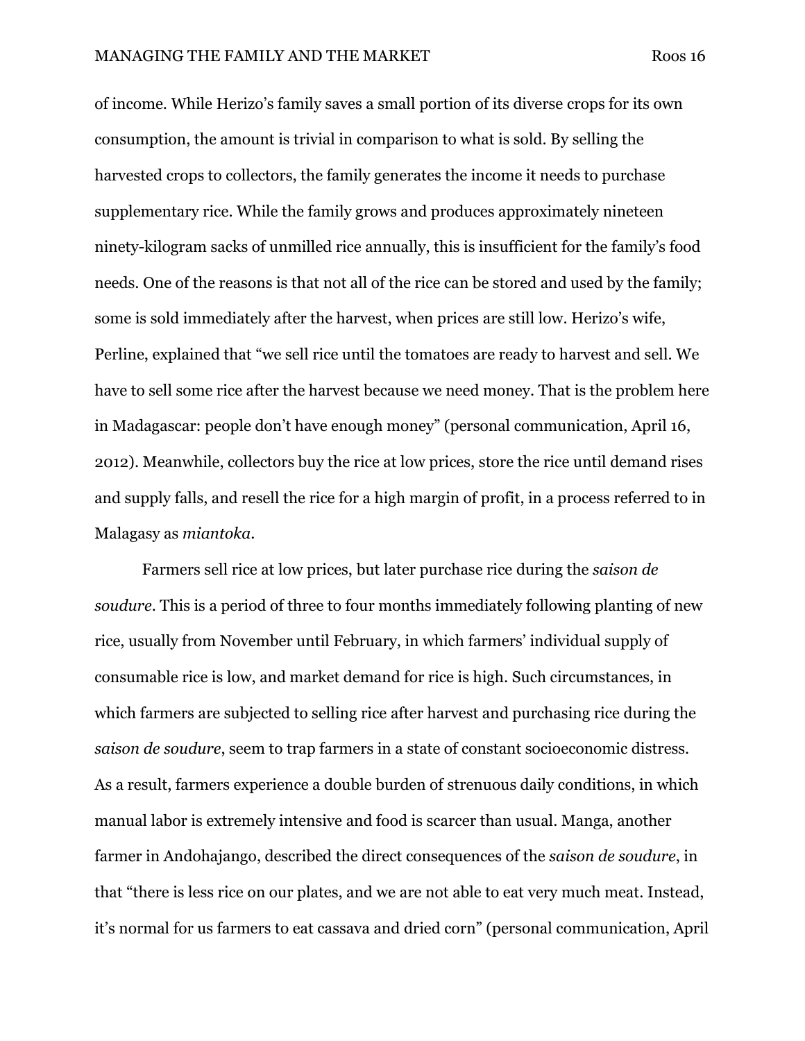of income. While Herizo's family saves a small portion of its diverse crops for its own consumption, the amount is trivial in comparison to what is sold. By selling the harvested crops to collectors, the family generates the income it needs to purchase supplementary rice. While the family grows and produces approximately nineteen ninety-kilogram sacks of unmilled rice annually, this is insufficient for the family's food needs. One of the reasons is that not all of the rice can be stored and used by the family; some is sold immediately after the harvest, when prices are still low. Herizo's wife, Perline, explained that "we sell rice until the tomatoes are ready to harvest and sell. We have to sell some rice after the harvest because we need money. That is the problem here in Madagascar: people don't have enough money" (personal communication, April 16, 2012). Meanwhile, collectors buy the rice at low prices, store the rice until demand rises and supply falls, and resell the rice for a high margin of profit, in a process referred to in Malagasy as *miantoka*.

Farmers sell rice at low prices, but later purchase rice during the *saison de soudure*. This is a period of three to four months immediately following planting of new rice, usually from November until February, in which farmers' individual supply of consumable rice is low, and market demand for rice is high. Such circumstances, in which farmers are subjected to selling rice after harvest and purchasing rice during the *saison de soudure*, seem to trap farmers in a state of constant socioeconomic distress. As a result, farmers experience a double burden of strenuous daily conditions, in which manual labor is extremely intensive and food is scarcer than usual. Manga, another farmer in Andohajango, described the direct consequences of the *saison de soudure*, in that "there is less rice on our plates, and we are not able to eat very much meat. Instead, it's normal for us farmers to eat cassava and dried corn" (personal communication, April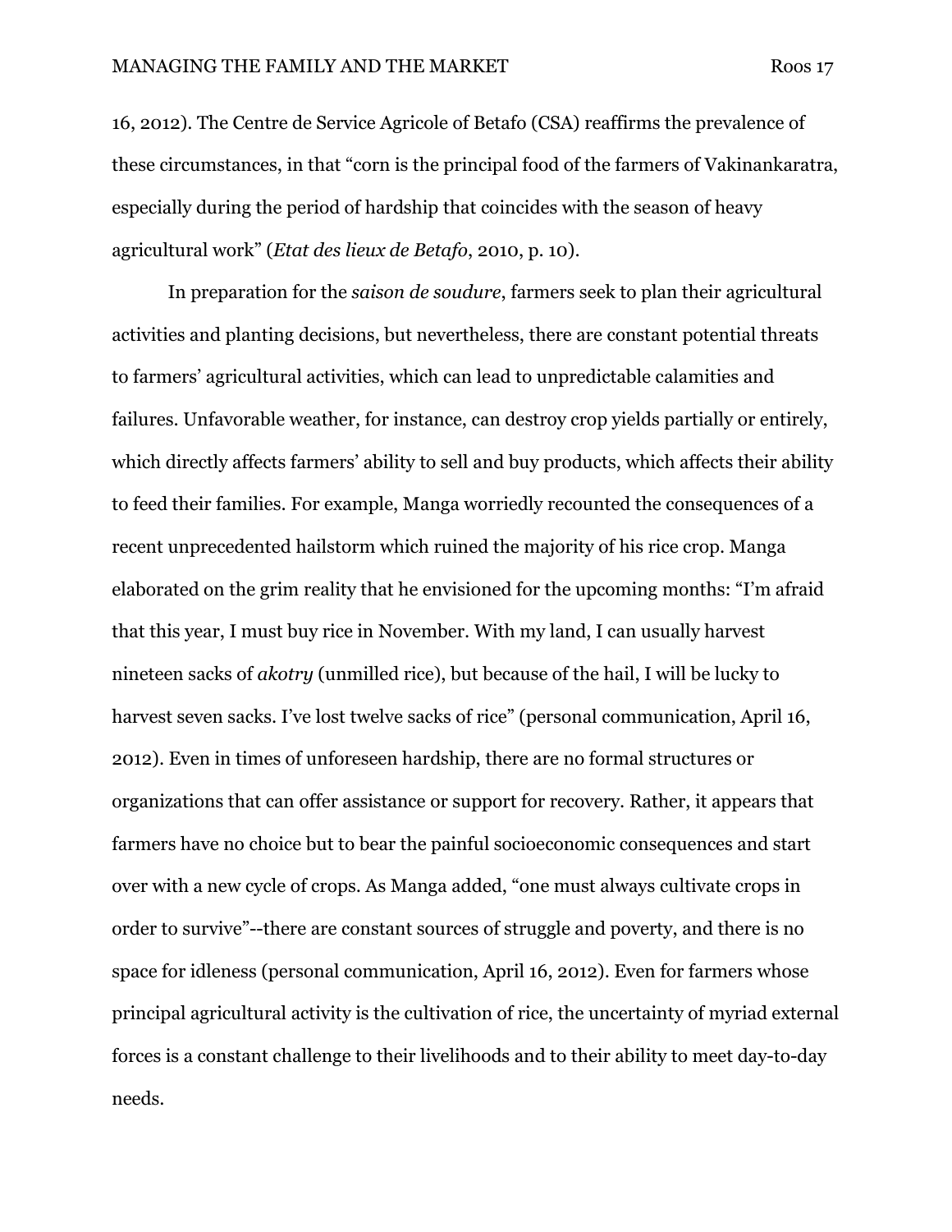16, 2012). The Centre de Service Agricole of Betafo (CSA) reaffirms the prevalence of these circumstances, in that "corn is the principal food of the farmers of Vakinankaratra, especially during the period of hardship that coincides with the season of heavy agricultural work" (*Etat des lieux de Betafo*, 2010, p. 10).

In preparation for the *saison de soudure*, farmers seek to plan their agricultural activities and planting decisions, but nevertheless, there are constant potential threats to farmers' agricultural activities, which can lead to unpredictable calamities and failures. Unfavorable weather, for instance, can destroy crop yields partially or entirely, which directly affects farmers' ability to sell and buy products, which affects their ability to feed their families. For example, Manga worriedly recounted the consequences of a recent unprecedented hailstorm which ruined the majority of his rice crop. Manga elaborated on the grim reality that he envisioned for the upcoming months: "I'm afraid that this year, I must buy rice in November. With my land, I can usually harvest nineteen sacks of *akotry* (unmilled rice), but because of the hail, I will be lucky to harvest seven sacks. I've lost twelve sacks of rice" (personal communication, April 16, 2012). Even in times of unforeseen hardship, there are no formal structures or organizations that can offer assistance or support for recovery. Rather, it appears that farmers have no choice but to bear the painful socioeconomic consequences and start over with a new cycle of crops. As Manga added, "one must always cultivate crops in order to survive"--there are constant sources of struggle and poverty, and there is no space for idleness (personal communication, April 16, 2012). Even for farmers whose principal agricultural activity is the cultivation of rice, the uncertainty of myriad external forces is a constant challenge to their livelihoods and to their ability to meet day-to-day needs.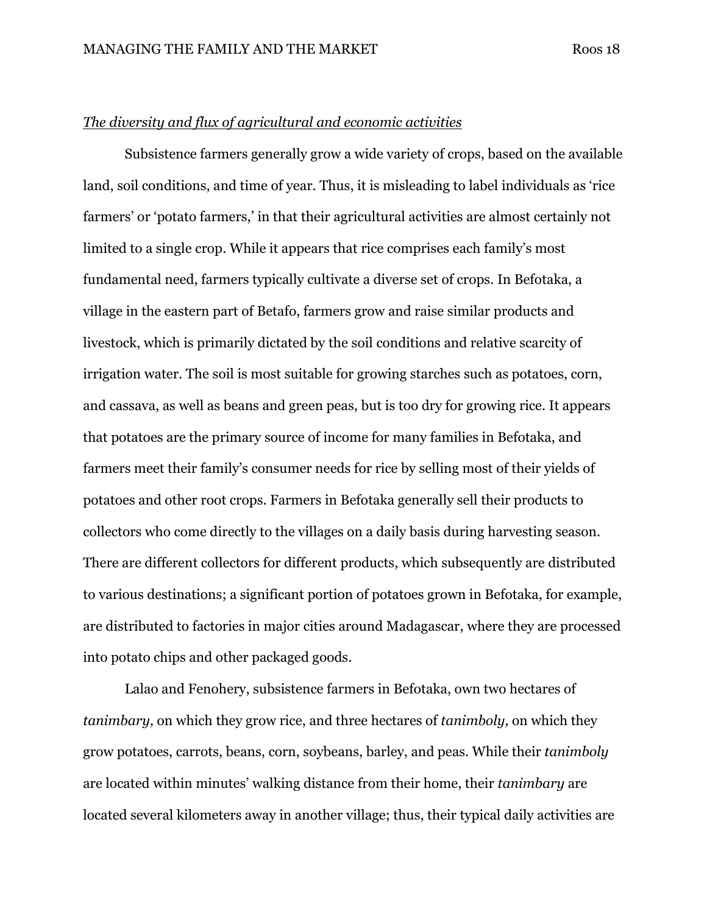<u>*The diversity and flux of agricultural and economic activities*</u>

Subsistence farmers generally grow a wide variety of crops, based on the available land, soil conditions, and time of year. Thus, it is misleading to label individuals as 'rice farmers' or 'potato farmers,' in that their agricultural activities are almost certainly not limited to a single crop. While it appears that rice comprises each family's most fundamental need, farmers typically cultivate a diverse set of crops. In Befotaka, a village in the eastern part of Betafo, farmers grow and raise similar products and livestock, which is primarily dictated by the soil conditions and relative scarcity of irrigation water. The soil is most suitable for growing starches such as potatoes, corn, and cassava, as well as beans and green peas, but is too dry for growing rice. It appears that potatoes are the primary source of income for many families in Befotaka, and farmers meet their family's consumer needs for rice by selling most of their yields of potatoes and other root crops. Farmers in Befotaka generally sell their products to collectors who come directly to the villages on a daily basis during harvesting season. There are different collectors for different products, which subsequently are distributed to various destinations; a significant portion of potatoes grown in Befotaka, for example, are distributed to factories in major cities around Madagascar, where they are processed into potato chips and other packaged goods.

Lalao and Fenohery, subsistence farmers in Befotaka, own two hectares of *tanimbary,* on which they grow rice, and three hectares of *tanimboly,* on which they grow potatoes, carrots, beans, corn, soybeans, barley, and peas. While their *tanimboly* are located within minutes' walking distance from their home, their *tanimbary* are located several kilometers away in another village; thus, their typical daily activities are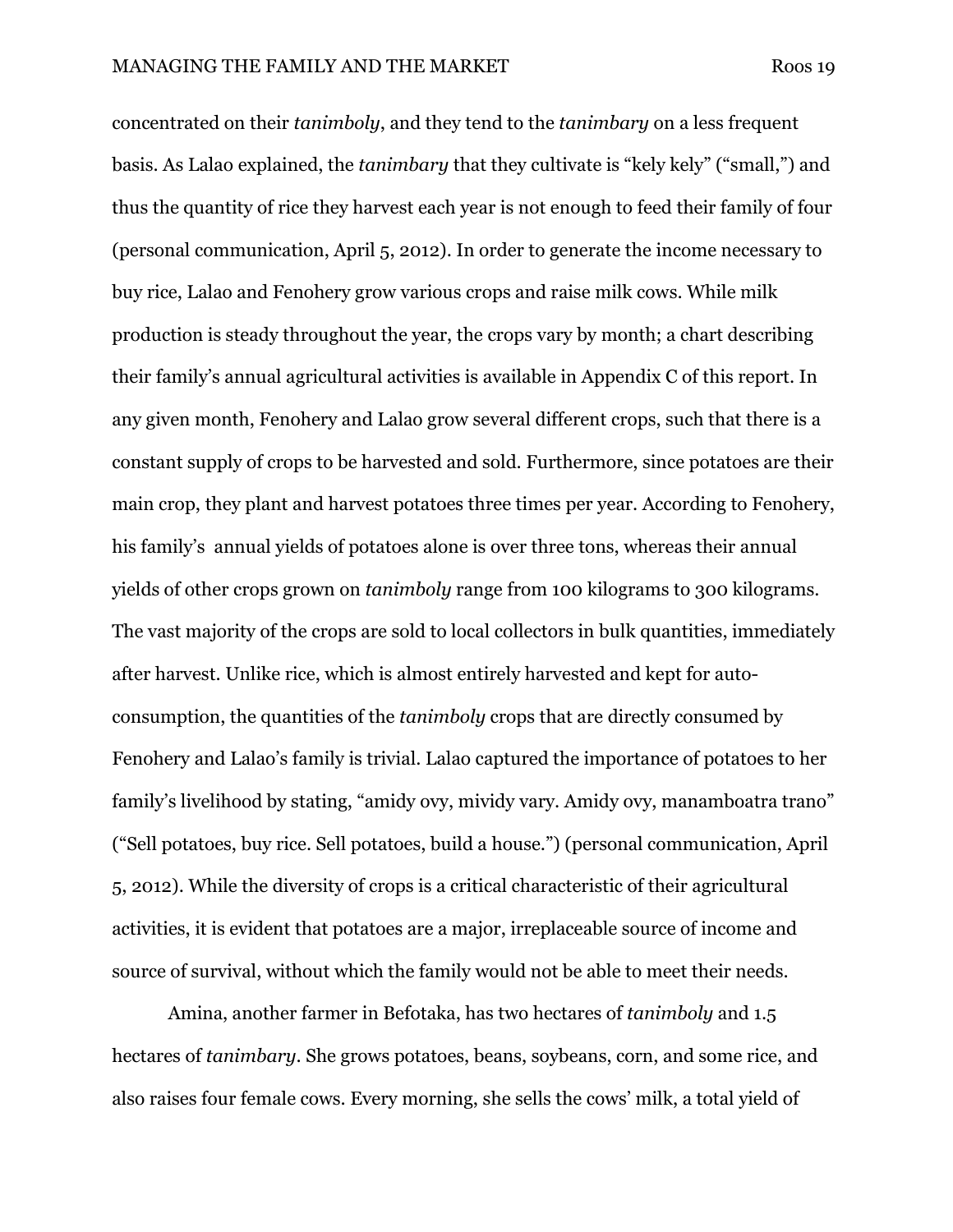concentrated on their *tanimboly*, and they tend to the *tanimbary* on a less frequent basis. As Lalao explained, the *tanimbary* that they cultivate is "kely kely" ("small,") and thus the quantity of rice they harvest each year is not enough to feed their family of four (personal communication, April 5, 2012). In order to generate the income necessary to buy rice, Lalao and Fenohery grow various crops and raise milk cows. While milk production is steady throughout the year, the crops vary by month; a chart describing their family's annual agricultural activities is available in Appendix C of this report. In any given month, Fenohery and Lalao grow several different crops, such that there is a constant supply of crops to be harvested and sold. Furthermore, since potatoes are their main crop, they plant and harvest potatoes three times per year. According to Fenohery, his family's annual yields of potatoes alone is over three tons, whereas their annual yields of other crops grown on *tanimboly* range from 100 kilograms to 300 kilograms. The vast majority of the crops are sold to local collectors in bulk quantities, immediately after harvest. Unlike rice, which is almost entirely harvested and kept for auto-consumption, the quantities of the *tanimboly* crops that are directly consumed by Fenohery and Lalao's family is trivial. Lalao captured the importance of potatoes to her family's livelihood by stating, "amidy ovy, mividy vary. Amidy ovy, manamboatra trano" ("Sell potatoes, buy rice. Sell potatoes, build a house.") (personal communication, April 5, 2012). While the diversity of crops is a critical characteristic of their agricultural activities, it is evident that potatoes are a major, irreplaceable source of income and source of survival, without which the family would not be able to meet their needs.

Amina, another farmer in Befotaka, has two hectares of *tanimboly* and 1.5 hectares of *tanimbary*. She grows potatoes, beans, soybeans, corn, and some rice, and also raises four female cows. Every morning, she sells the cows' milk, a total yield of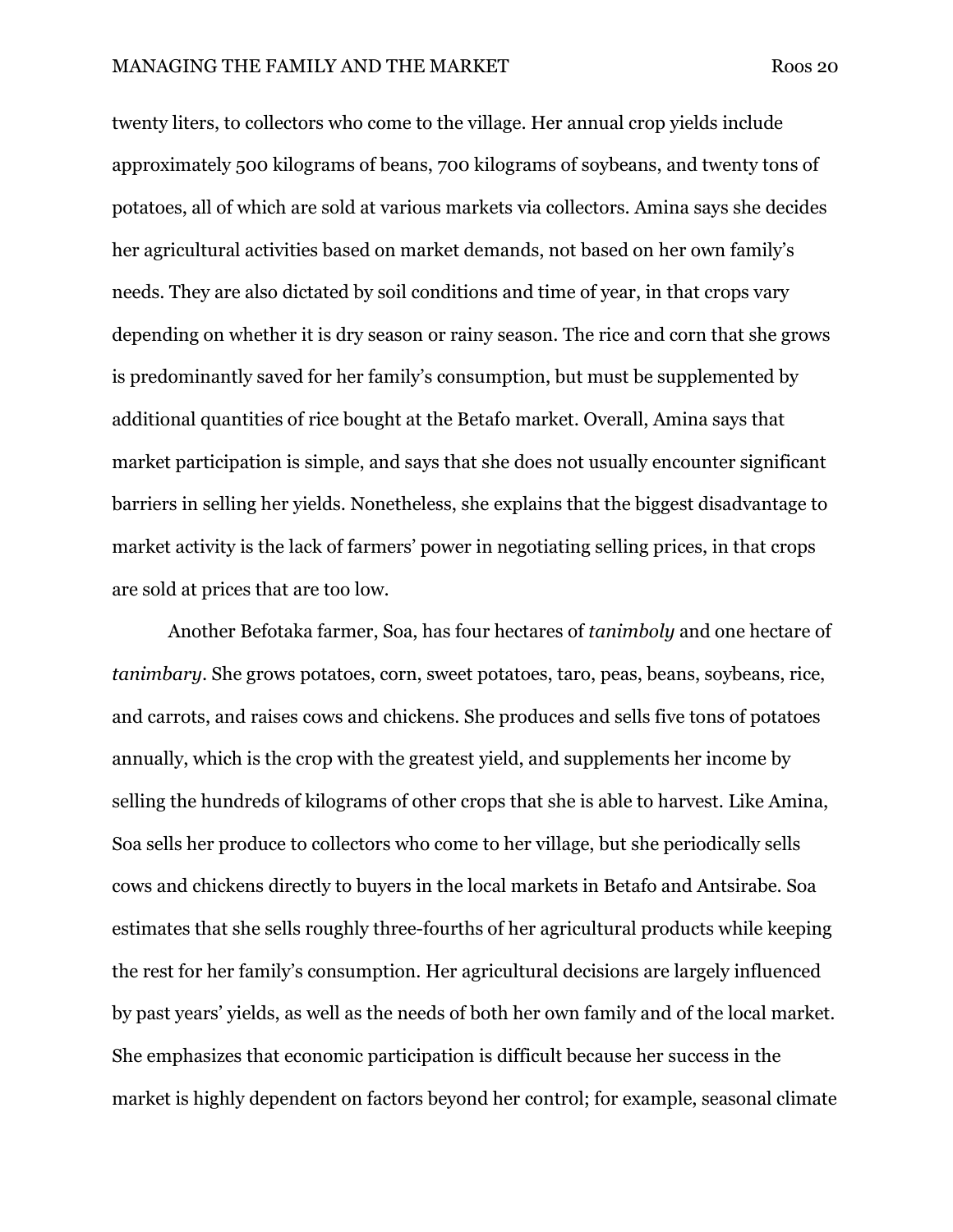twenty liters, to collectors who come to the village. Her annual crop yields include approximately 500 kilograms of beans, 700 kilograms of soybeans, and twenty tons of potatoes, all of which are sold at various markets via collectors. Amina says she decides her agricultural activities based on market demands, not based on her own family's needs. They are also dictated by soil conditions and time of year, in that crops vary depending on whether it is dry season or rainy season. The rice and corn that she grows is predominantly saved for her family's consumption, but must be supplemented by additional quantities of rice bought at the Betafo market. Overall, Amina says that market participation is simple, and says that she does not usually encounter significant barriers in selling her yields. Nonetheless, she explains that the biggest disadvantage to market activity is the lack of farmers' power in negotiating selling prices, in that crops are sold at prices that are too low.

Another Befotaka farmer, Soa, has four hectares of *tanimboly* and one hectare of *tanimbary*. She grows potatoes, corn, sweet potatoes, taro, peas, beans, soybeans, rice, and carrots, and raises cows and chickens. She produces and sells five tons of potatoes annually, which is the crop with the greatest yield, and supplements her income by selling the hundreds of kilograms of other crops that she is able to harvest. Like Amina, Soa sells her produce to collectors who come to her village, but she periodically sells cows and chickens directly to buyers in the local markets in Betafo and Antsirabe. Soa estimates that she sells roughly three-fourths of her agricultural products while keeping the rest for her family's consumption. Her agricultural decisions are largely influenced by past years' yields, as well as the needs of both her own family and of the local market. She emphasizes that economic participation is difficult because her success in the market is highly dependent on factors beyond her control; for example, seasonal climate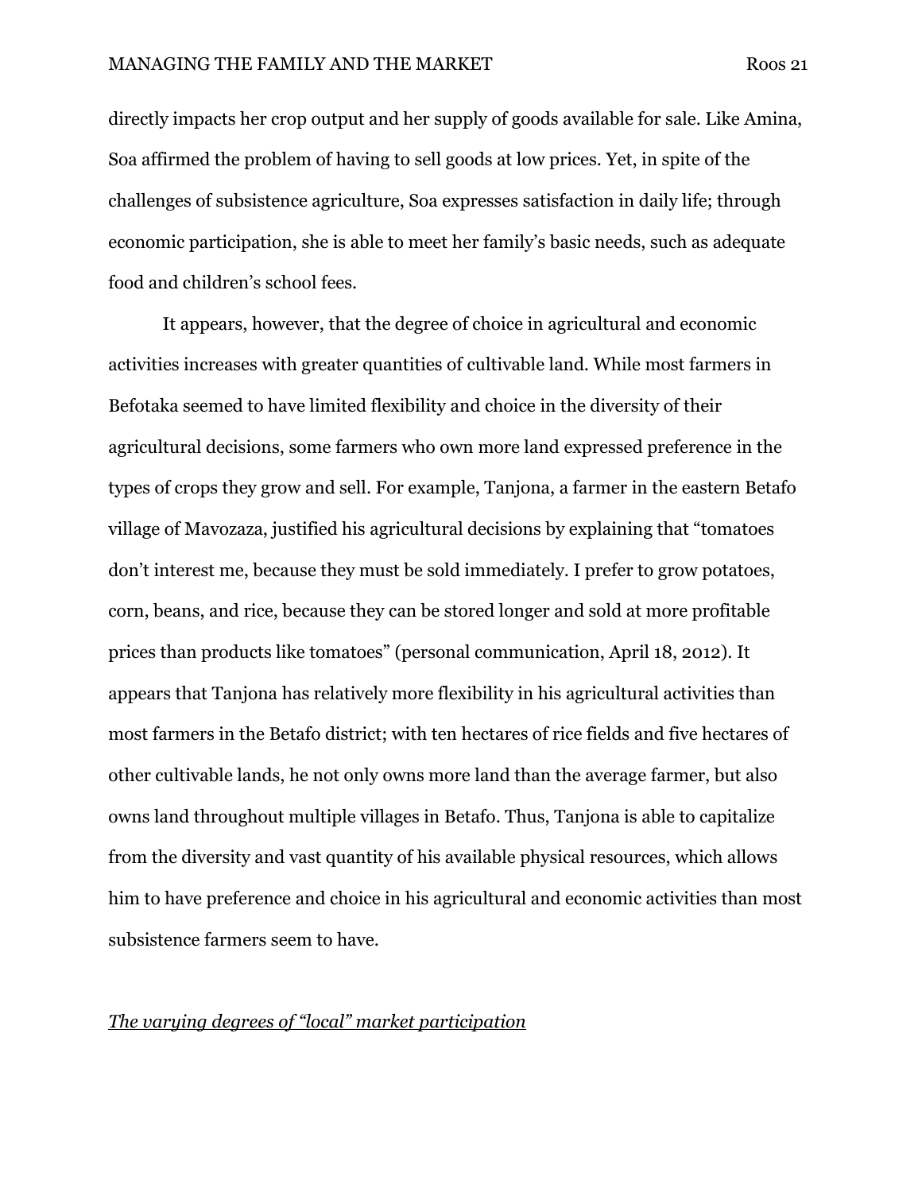directly impacts her crop output and her supply of goods available for sale. Like Amina, Soa affirmed the problem of having to sell goods at low prices. Yet, in spite of the challenges of subsistence agriculture, Soa expresses satisfaction in daily life; through economic participation, she is able to meet her family's basic needs, such as adequate food and children's school fees.

It appears, however, that the degree of choice in agricultural and economic activities increases with greater quantities of cultivable land. While most farmers in Befotaka seemed to have limited flexibility and choice in the diversity of their agricultural decisions, some farmers who own more land expressed preference in the types of crops they grow and sell. For example, Tanjona, a farmer in the eastern Betafo village of Mavozaza, justified his agricultural decisions by explaining that "tomatoes don't interest me, because they must be sold immediately. I prefer to grow potatoes, corn, beans, and rice, because they can be stored longer and sold at more profitable prices than products like tomatoes" (personal communication, April 18, 2012). It appears that Tanjona has relatively more flexibility in his agricultural activities than most farmers in the Betafo district; with ten hectares of rice fields and five hectares of other cultivable lands, he not only owns more land than the average farmer, but also owns land throughout multiple villages in Betafo. Thus, Tanjona is able to capitalize from the diversity and vast quantity of his available physical resources, which allows him to have preference and choice in his agricultural and economic activities than most subsistence farmers seem to have.

### *The varying degrees of "local" market participation*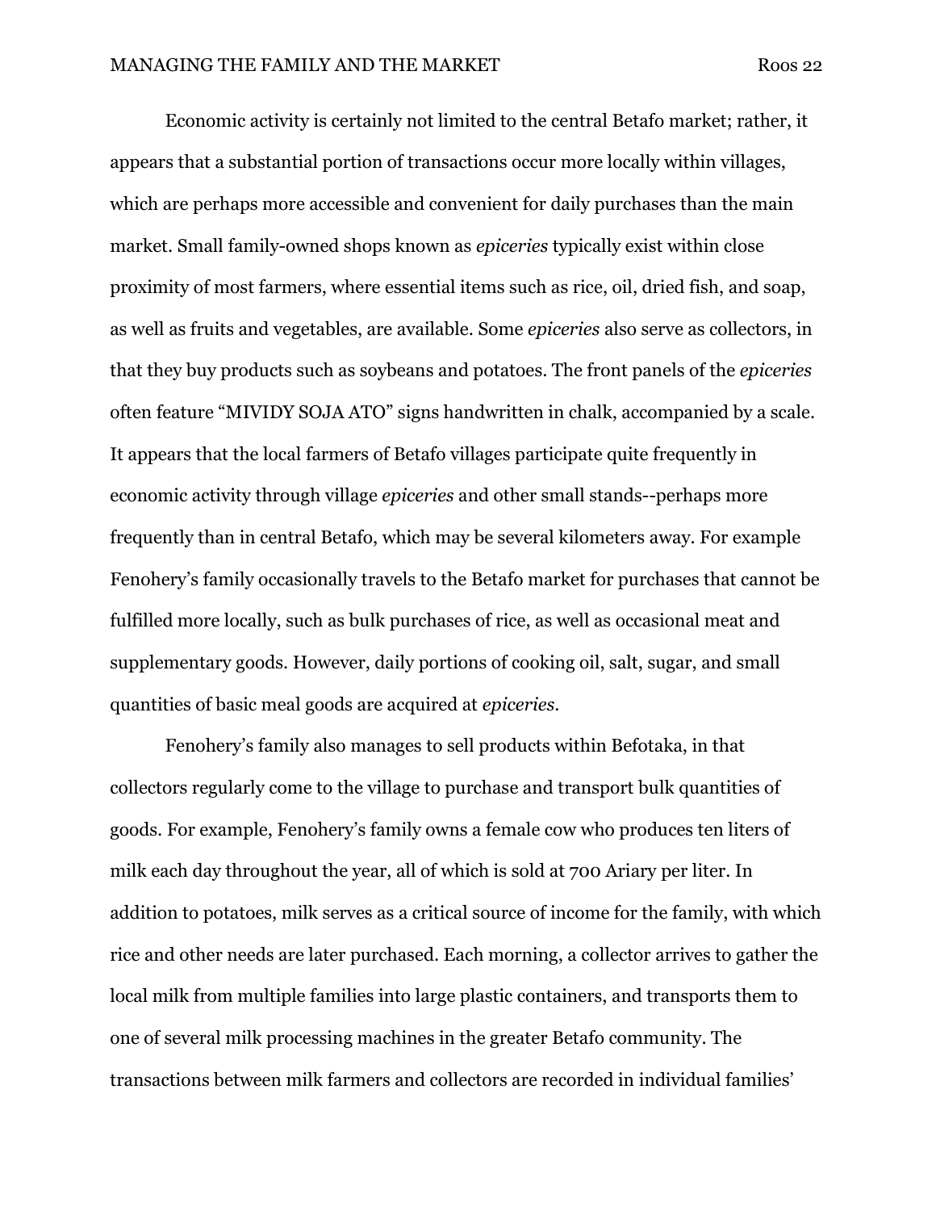Economic activity is certainly not limited to the central Betafo market; rather, it appears that a substantial portion of transactions occur more locally within villages, which are perhaps more accessible and convenient for daily purchases than the main market. Small family-owned shops known as *epiceries* typically exist within close proximity of most farmers, where essential items such as rice, oil, dried fish, and soap, as well as fruits and vegetables, are available. Some *epiceries* also serve as collectors, in that they buy products such as soybeans and potatoes. The front panels of the *epiceries* often feature "MIVIDY SOJA ATO" signs handwritten in chalk, accompanied by a scale. It appears that the local farmers of Betafo villages participate quite frequently in economic activity through village *epiceries* and other small stands--perhaps more frequently than in central Betafo, which may be several kilometers away. For example Fenohery's family occasionally travels to the Betafo market for purchases that cannot be fulfilled more locally, such as bulk purchases of rice, as well as occasional meat and supplementary goods. However, daily portions of cooking oil, salt, sugar, and small quantities of basic meal goods are acquired at *epiceries*.

Fenohery's family also manages to sell products within Befotaka, in that collectors regularly come to the village to purchase and transport bulk quantities of goods. For example, Fenohery's family owns a female cow who produces ten liters of milk each day throughout the year, all of which is sold at 700 Ariary per liter. In addition to potatoes, milk serves as a critical source of income for the family, with which rice and other needs are later purchased. Each morning, a collector arrives to gather the local milk from multiple families into large plastic containers, and transports them to one of several milk processing machines in the greater Betafo community. The transactions between milk farmers and collectors are recorded in individual families'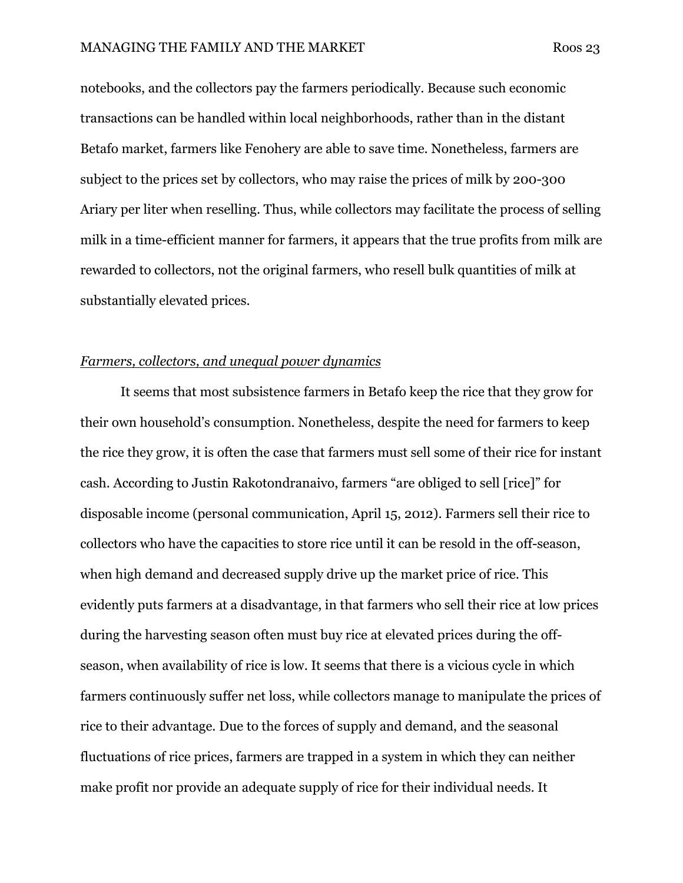notebooks, and the collectors pay the farmers periodically. Because such economic transactions can be handled within local neighborhoods, rather than in the distant Betafo market, farmers like Fenohery are able to save time. Nonetheless, farmers are subject to the prices set by collectors, who may raise the prices of milk by 200-300 Ariary per liter when reselling. Thus, while collectors may facilitate the process of selling milk in a time-efficient manner for farmers, it appears that the true profits from milk are rewarded to collectors, not the original farmers, who resell bulk quantities of milk at substantially elevated prices.

*Farmers, collectors, and unequal power dynamics*

It seems that most subsistence farmers in Betafo keep the rice that they grow for their own household's consumption. Nonetheless, despite the need for farmers to keep the rice they grow, it is often the case that farmers must sell some of their rice for instant cash. According to Justin Rakotondranaivo, farmers "are obliged to sell [rice]" for disposable income (personal communication, April 15, 2012). Farmers sell their rice to collectors who have the capacities to store rice until it can be resold in the off-season, when high demand and decreased supply drive up the market price of rice. This evidently puts farmers at a disadvantage, in that farmers who sell their rice at low prices during the harvesting season often must buy rice at elevated prices during the off-season, when availability of rice is low. It seems that there is a vicious cycle in which farmers continuously suffer net loss, while collectors manage to manipulate the prices of rice to their advantage. Due to the forces of supply and demand, and the seasonal fluctuations of rice prices, farmers are trapped in a system in which they can neither make profit nor provide an adequate supply of rice for their individual needs. It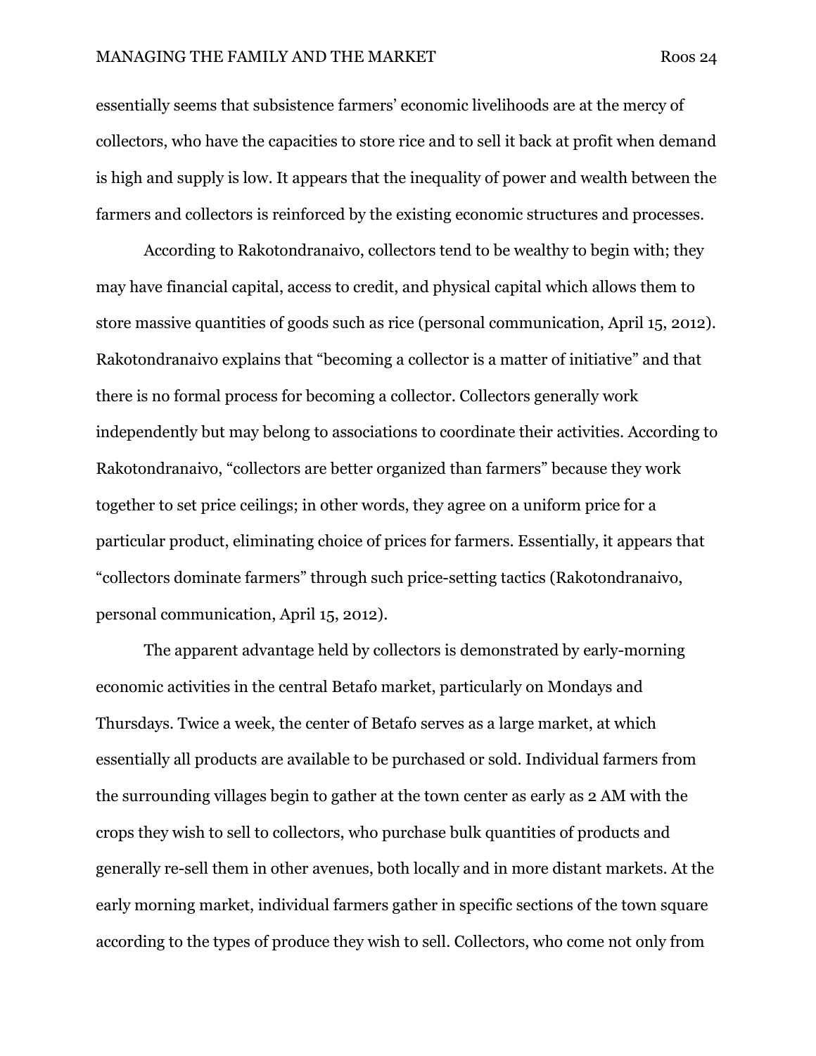essentially seems that subsistence farmers' economic livelihoods are at the mercy of collectors, who have the capacities to store rice and to sell it back at profit when demand is high and supply is low. It appears that the inequality of power and wealth between the farmers and collectors is reinforced by the existing economic structures and processes.

According to Rakotondranaivo, collectors tend to be wealthy to begin with; they may have financial capital, access to credit, and physical capital which allows them to store massive quantities of goods such as rice (personal communication, April 15, 2012). Rakotondranaivo explains that "becoming a collector is a matter of initiative" and that there is no formal process for becoming a collector. Collectors generally work independently but may belong to associations to coordinate their activities. According to Rakotondranaivo, "collectors are better organized than farmers" because they work together to set price ceilings; in other words, they agree on a uniform price for a particular product, eliminating choice of prices for farmers. Essentially, it appears that "collectors dominate farmers" through such price-setting tactics (Rakotondranaivo, personal communication, April 15, 2012).

The apparent advantage held by collectors is demonstrated by early-morning economic activities in the central Betafo market, particularly on Mondays and Thursdays. Twice a week, the center of Betafo serves as a large market, at which essentially all products are available to be purchased or sold. Individual farmers from the surrounding villages begin to gather at the town center as early as 2 AM with the crops they wish to sell to collectors, who purchase bulk quantities of products and generally re-sell them in other avenues, both locally and in more distant markets. At the early morning market, individual farmers gather in specific sections of the town square according to the types of produce they wish to sell. Collectors, who come not only from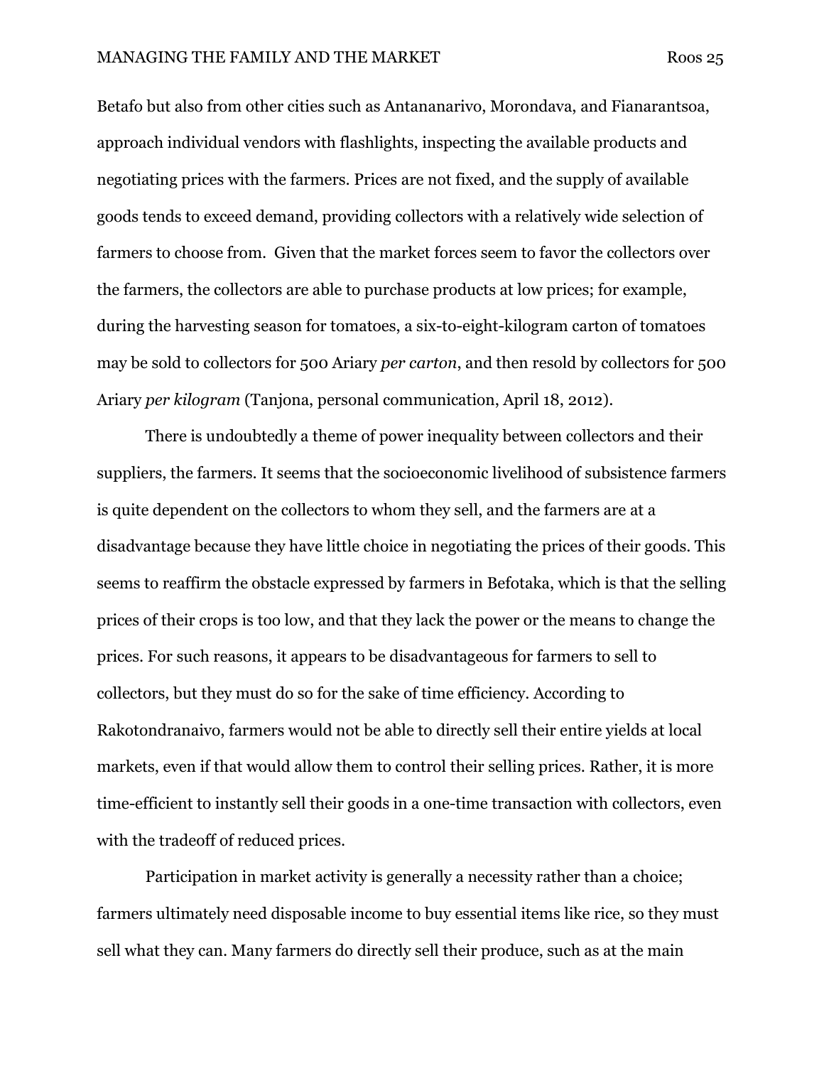Betafo but also from other cities such as Antananarivo, Morondava, and Fianarantsoa, approach individual vendors with flashlights, inspecting the available products and negotiating prices with the farmers. Prices are not fixed, and the supply of available goods tends to exceed demand, providing collectors with a relatively wide selection of farmers to choose from. Given that the market forces seem to favor the collectors over the farmers, the collectors are able to purchase products at low prices; for example, during the harvesting season for tomatoes, a six-to-eight-kilogram carton of tomatoes may be sold to collectors for 500 Ariary *per carton*, and then resold by collectors for 500 Ariary *per kilogram* (Tanjona, personal communication, April 18, 2012).

There is undoubtedly a theme of power inequality between collectors and their suppliers, the farmers. It seems that the socioeconomic livelihood of subsistence farmers is quite dependent on the collectors to whom they sell, and the farmers are at a disadvantage because they have little choice in negotiating the prices of their goods. This seems to reaffirm the obstacle expressed by farmers in Befotaka, which is that the selling prices of their crops is too low, and that they lack the power or the means to change the prices. For such reasons, it appears to be disadvantageous for farmers to sell to collectors, but they must do so for the sake of time efficiency. According to Rakotondranaivo, farmers would not be able to directly sell their entire yields at local markets, even if that would allow them to control their selling prices. Rather, it is more time-efficient to instantly sell their goods in a one-time transaction with collectors, even with the tradeoff of reduced prices.

Participation in market activity is generally a necessity rather than a choice; farmers ultimately need disposable income to buy essential items like rice, so they must sell what they can. Many farmers do directly sell their produce, such as at the main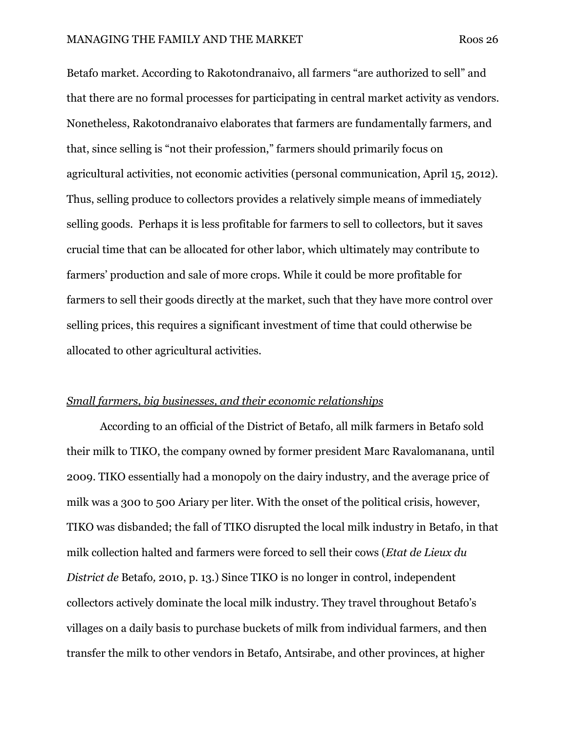Betafo market. According to Rakotondranaivo, all farmers "are authorized to sell" and that there are no formal processes for participating in central market activity as vendors. Nonetheless, Rakotondranaivo elaborates that farmers are fundamentally farmers, and that, since selling is "not their profession," farmers should primarily focus on agricultural activities, not economic activities (personal communication, April 15, 2012). Thus, selling produce to collectors provides a relatively simple means of immediately selling goods. Perhaps it is less profitable for farmers to sell to collectors, but it saves crucial time that can be allocated for other labor, which ultimately may contribute to farmers' production and sale of more crops. While it could be more profitable for farmers to sell their goods directly at the market, such that they have more control over selling prices, this requires a significant investment of time that could otherwise be allocated to other agricultural activities.

*<u>Small farmers, big businesses, and their economic relationships</u>*

According to an official of the District of Betafo, all milk farmers in Betafo sold their milk to TIKO, the company owned by former president Marc Ravalomanana, until 2009. TIKO essentially had a monopoly on the dairy industry, and the average price of milk was a 300 to 500 Ariary per liter. With the onset of the political crisis, however, TIKO was disbanded; the fall of TIKO disrupted the local milk industry in Betafo, in that milk collection halted and farmers were forced to sell their cows (*Etat de Lieux du District de* Betafo*,* 2010, p. 13.) Since TIKO is no longer in control, independent collectors actively dominate the local milk industry. They travel throughout Betafo's villages on a daily basis to purchase buckets of milk from individual farmers, and then transfer the milk to other vendors in Betafo, Antsirabe, and other provinces, at higher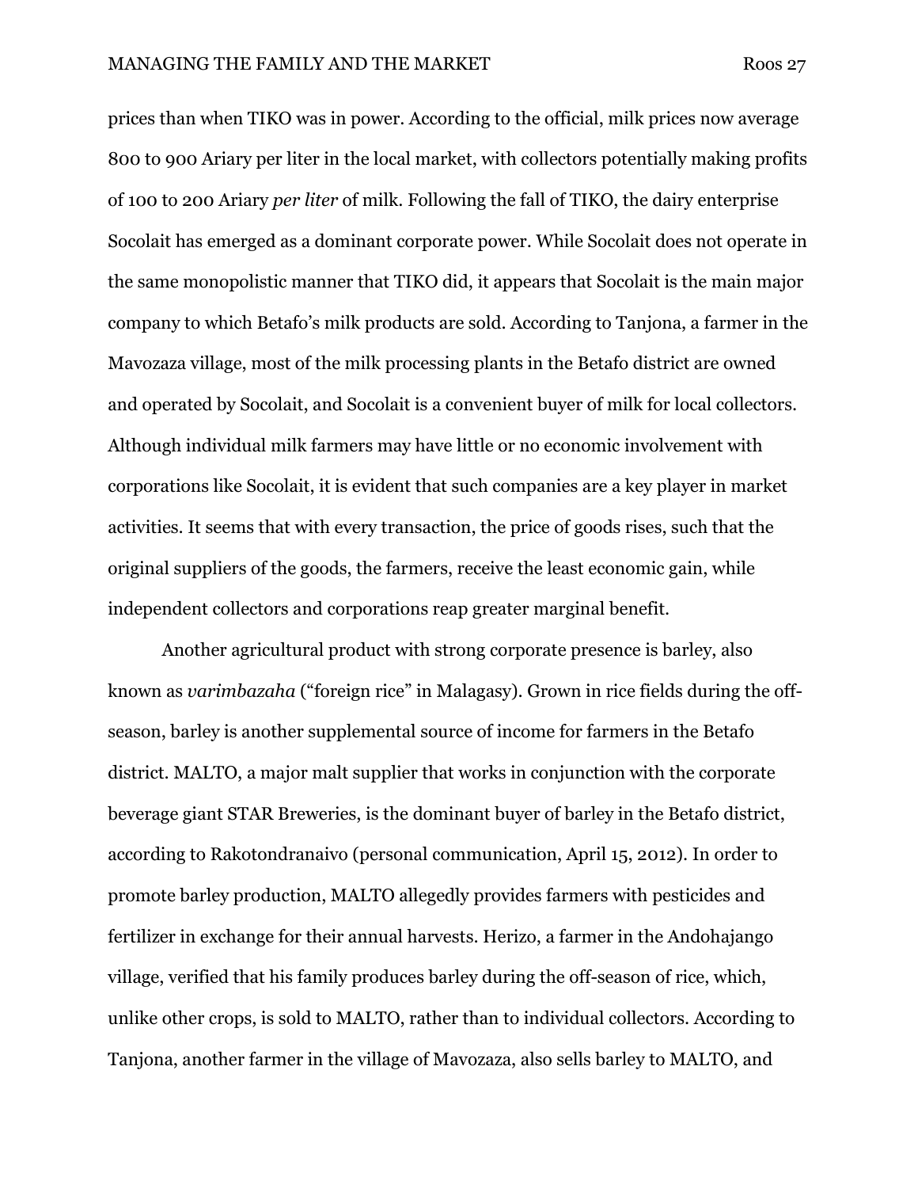prices than when TIKO was in power. According to the official, milk prices now average 800 to 900 Ariary per liter in the local market, with collectors potentially making profits of 100 to 200 Ariary *per liter* of milk. Following the fall of TIKO, the dairy enterprise Socolait has emerged as a dominant corporate power. While Socolait does not operate in the same monopolistic manner that TIKO did, it appears that Socolait is the main major company to which Betafo's milk products are sold. According to Tanjona, a farmer in the Mavozaza village, most of the milk processing plants in the Betafo district are owned and operated by Socolait, and Socolait is a convenient buyer of milk for local collectors. Although individual milk farmers may have little or no economic involvement with corporations like Socolait, it is evident that such companies are a key player in market activities. It seems that with every transaction, the price of goods rises, such that the original suppliers of the goods, the farmers, receive the least economic gain, while independent collectors and corporations reap greater marginal benefit.

Another agricultural product with strong corporate presence is barley, also known as *varimbazaha* ("foreign rice" in Malagasy). Grown in rice fields during the off-season, barley is another supplemental source of income for farmers in the Betafo district. MALTO, a major malt supplier that works in conjunction with the corporate beverage giant STAR Breweries, is the dominant buyer of barley in the Betafo district, according to Rakotondranaivo (personal communication, April 15, 2012). In order to promote barley production, MALTO allegedly provides farmers with pesticides and fertilizer in exchange for their annual harvests. Herizo, a farmer in the Andohajango village, verified that his family produces barley during the off-season of rice, which, unlike other crops, is sold to MALTO, rather than to individual collectors. According to Tanjona, another farmer in the village of Mavozaza, also sells barley to MALTO, and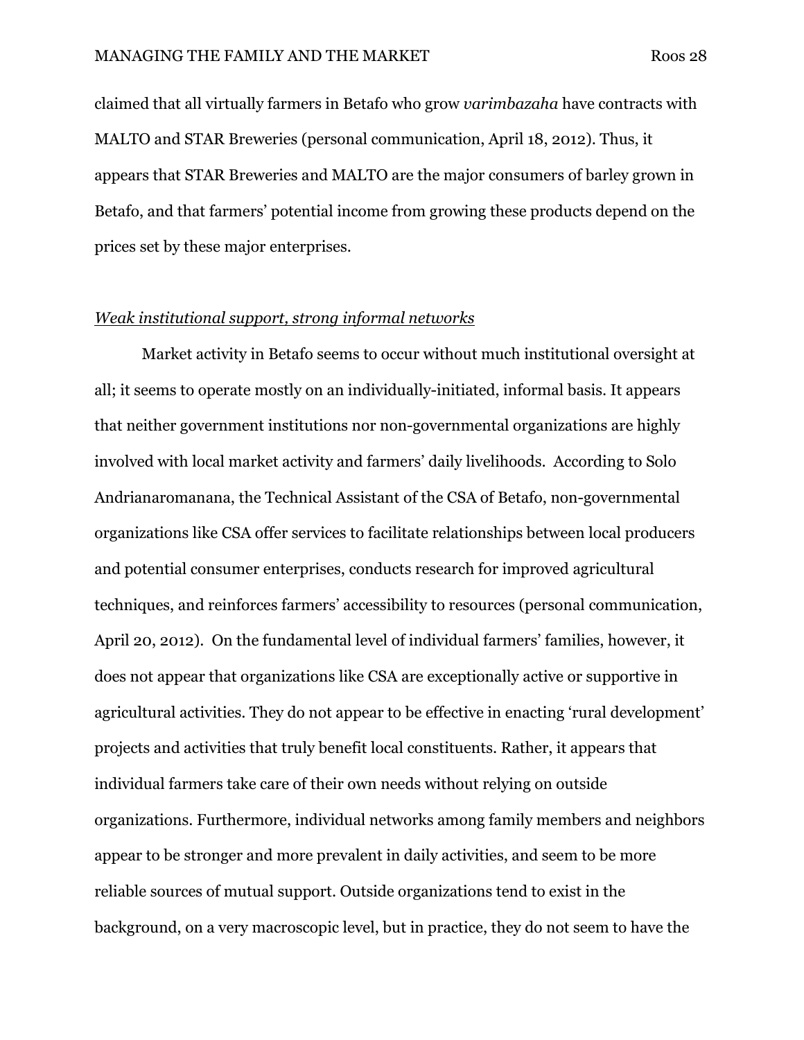claimed that all virtually farmers in Betafo who grow *varimbazaha* have contracts with MALTO and STAR Breweries (personal communication, April 18, 2012). Thus, it appears that STAR Breweries and MALTO are the major consumers of barley grown in Betafo, and that farmers' potential income from growing these products depend on the prices set by these major enterprises.

*Weak institutional support, strong informal networks*

Market activity in Betafo seems to occur without much institutional oversight at all; it seems to operate mostly on an individually-initiated, informal basis. It appears that neither government institutions nor non-governmental organizations are highly involved with local market activity and farmers' daily livelihoods. According to Solo Andrianaromanana, the Technical Assistant of the CSA of Betafo, non-governmental organizations like CSA offer services to facilitate relationships between local producers and potential consumer enterprises, conducts research for improved agricultural techniques, and reinforces farmers' accessibility to resources (personal communication, April 20, 2012). On the fundamental level of individual farmers' families, however, it does not appear that organizations like CSA are exceptionally active or supportive in agricultural activities. They do not appear to be effective in enacting 'rural development' projects and activities that truly benefit local constituents. Rather, it appears that individual farmers take care of their own needs without relying on outside organizations. Furthermore, individual networks among family members and neighbors appear to be stronger and more prevalent in daily activities, and seem to be more reliable sources of mutual support. Outside organizations tend to exist in the background, on a very macroscopic level, but in practice, they do not seem to have the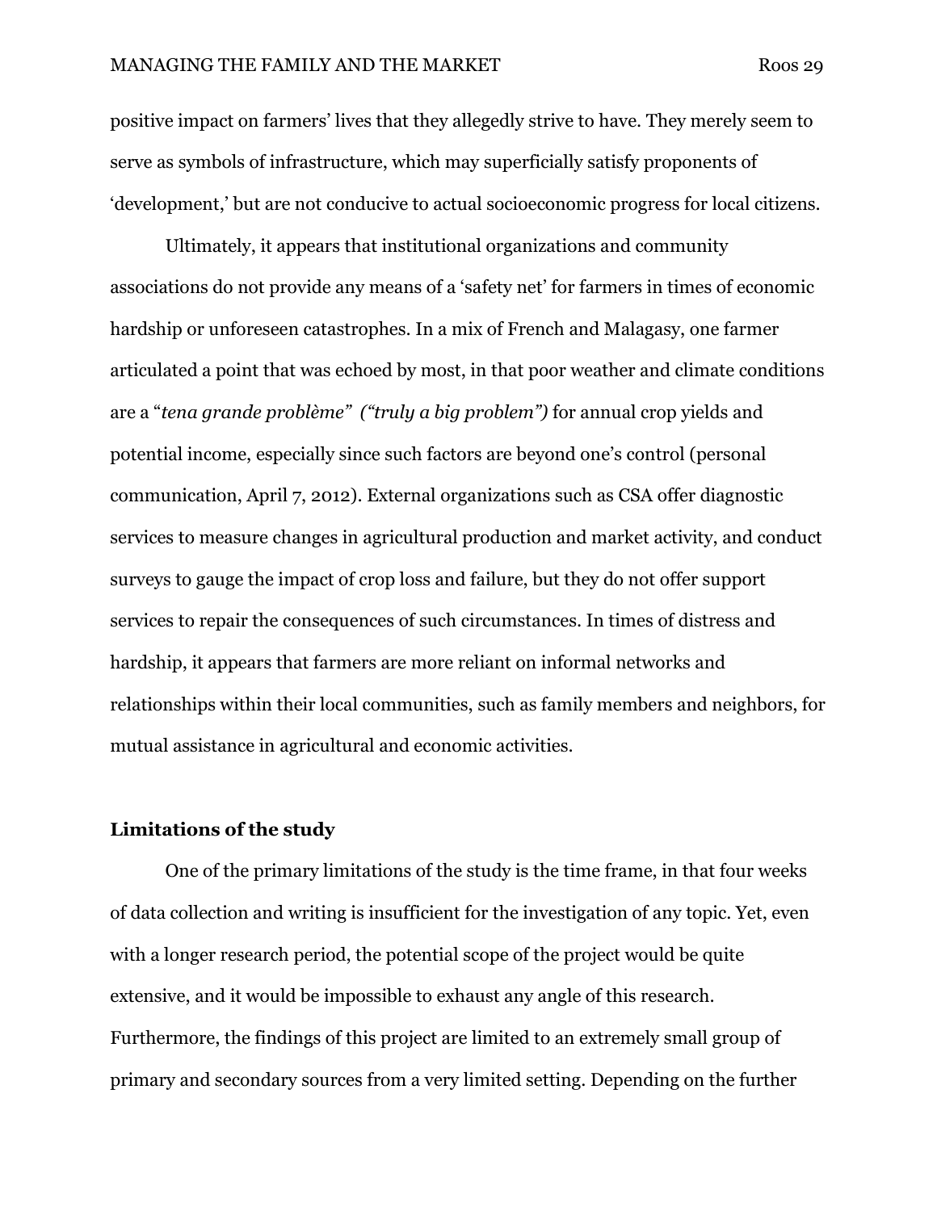positive impact on farmers' lives that they allegedly strive to have. They merely seem to serve as symbols of infrastructure, which may superficially satisfy proponents of 'development,' but are not conducive to actual socioeconomic progress for local citizens.

Ultimately, it appears that institutional organizations and community associations do not provide any means of a 'safety net' for farmers in times of economic hardship or unforeseen catastrophes. In a mix of French and Malagasy, one farmer articulated a point that was echoed by most, in that poor weather and climate conditions are a "*tena grande problème" ("truly a big problem")* for annual crop yields and potential income, especially since such factors are beyond one's control (personal communication, April 7, 2012). External organizations such as CSA offer diagnostic services to measure changes in agricultural production and market activity, and conduct surveys to gauge the impact of crop loss and failure, but they do not offer support services to repair the consequences of such circumstances. In times of distress and hardship, it appears that farmers are more reliant on informal networks and relationships within their local communities, such as family members and neighbors, for mutual assistance in agricultural and economic activities.

**Limitations of the study**

One of the primary limitations of the study is the time frame, in that four weeks of data collection and writing is insufficient for the investigation of any topic. Yet, even with a longer research period, the potential scope of the project would be quite extensive, and it would be impossible to exhaust any angle of this research. Furthermore, the findings of this project are limited to an extremely small group of primary and secondary sources from a very limited setting. Depending on the further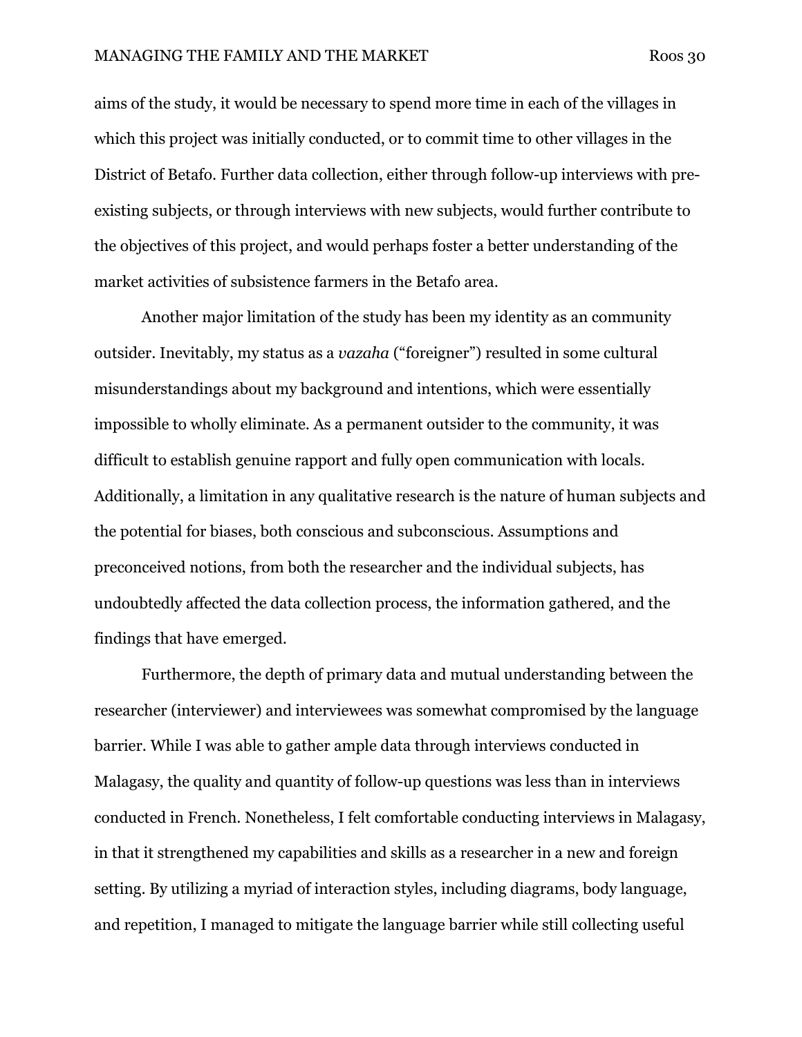aims of the study, it would be necessary to spend more time in each of the villages in which this project was initially conducted, or to commit time to other villages in the District of Betafo. Further data collection, either through follow-up interviews with pre-existing subjects, or through interviews with new subjects, would further contribute to the objectives of this project, and would perhaps foster a better understanding of the market activities of subsistence farmers in the Betafo area.

Another major limitation of the study has been my identity as an community outsider. Inevitably, my status as a *vazaha* ("foreigner") resulted in some cultural misunderstandings about my background and intentions, which were essentially impossible to wholly eliminate. As a permanent outsider to the community, it was difficult to establish genuine rapport and fully open communication with locals. Additionally, a limitation in any qualitative research is the nature of human subjects and the potential for biases, both conscious and subconscious. Assumptions and preconceived notions, from both the researcher and the individual subjects, has undoubtedly affected the data collection process, the information gathered, and the findings that have emerged.

Furthermore, the depth of primary data and mutual understanding between the researcher (interviewer) and interviewees was somewhat compromised by the language barrier. While I was able to gather ample data through interviews conducted in Malagasy, the quality and quantity of follow-up questions was less than in interviews conducted in French. Nonetheless, I felt comfortable conducting interviews in Malagasy, in that it strengthened my capabilities and skills as a researcher in a new and foreign setting. By utilizing a myriad of interaction styles, including diagrams, body language, and repetition, I managed to mitigate the language barrier while still collecting useful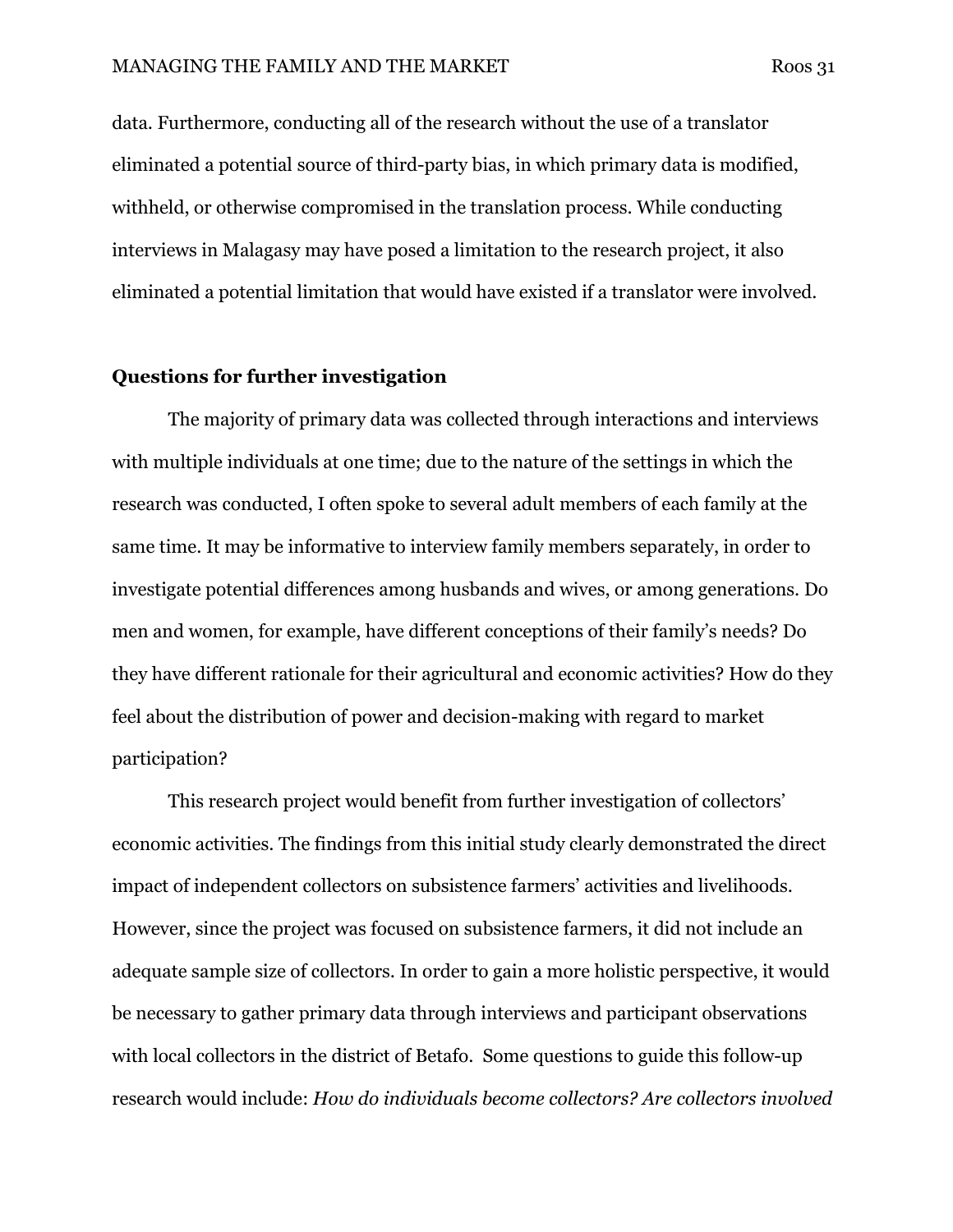data. Furthermore, conducting all of the research without the use of a translator eliminated a potential source of third-party bias, in which primary data is modified, withheld, or otherwise compromised in the translation process. While conducting interviews in Malagasy may have posed a limitation to the research project, it also eliminated a potential limitation that would have existed if a translator were involved.

## Questions for further investigation

The majority of primary data was collected through interactions and interviews with multiple individuals at one time; due to the nature of the settings in which the research was conducted, I often spoke to several adult members of each family at the same time. It may be informative to interview family members separately, in order to investigate potential differences among husbands and wives, or among generations. Do men and women, for example, have different conceptions of their family's needs? Do they have different rationale for their agricultural and economic activities? How do they feel about the distribution of power and decision-making with regard to market participation?

This research project would benefit from further investigation of collectors' economic activities. The findings from this initial study clearly demonstrated the direct impact of independent collectors on subsistence farmers' activities and livelihoods. However, since the project was focused on subsistence farmers, it did not include an adequate sample size of collectors. In order to gain a more holistic perspective, it would be necessary to gather primary data through interviews and participant observations with local collectors in the district of Betafo. Some questions to guide this follow-up research would include: *How do individuals become collectors? Are collectors involved*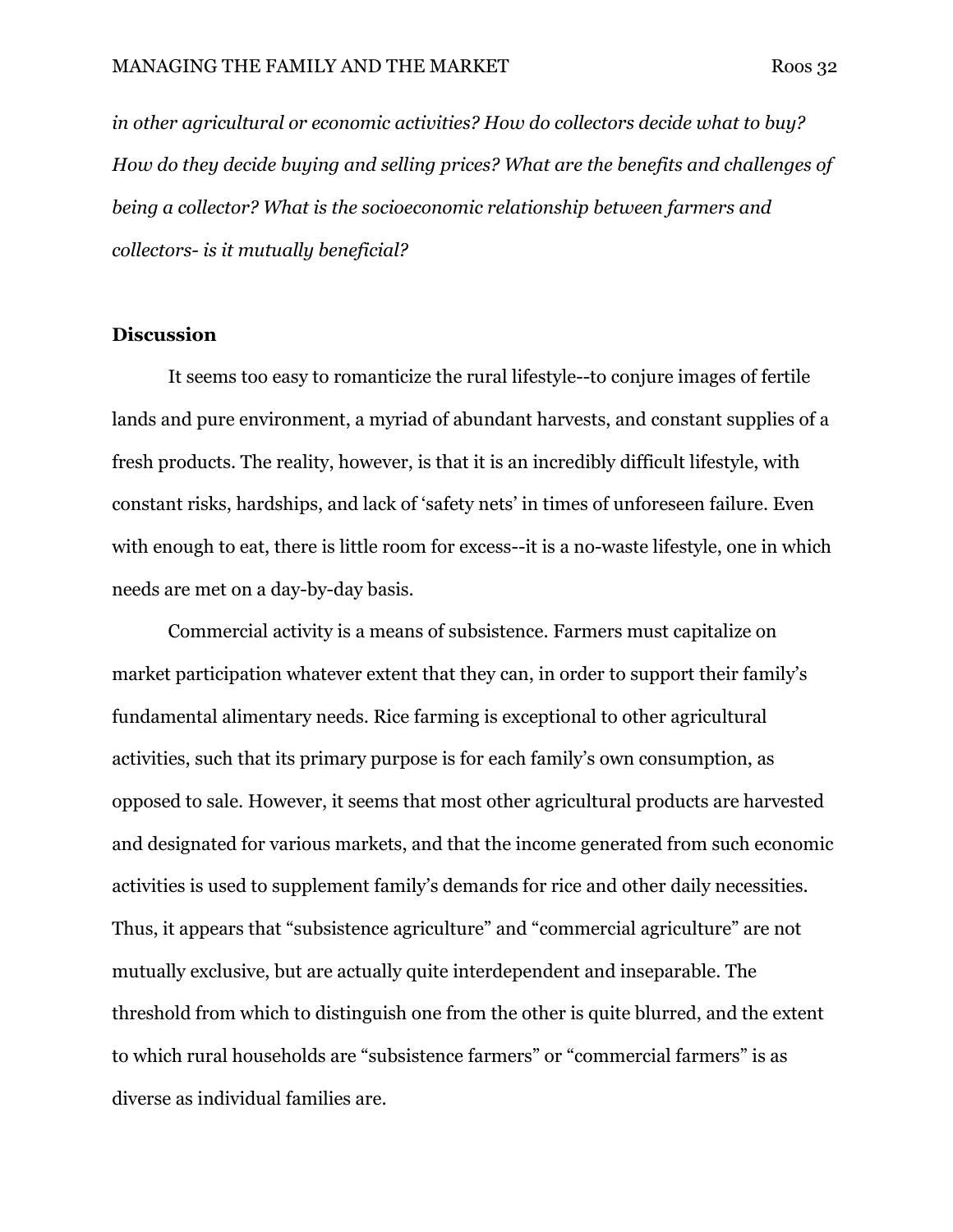*in other agricultural or economic activities? How do collectors decide what to buy? How do they decide buying and selling prices? What are the benefits and challenges of being a collector? What is the socioeconomic relationship between farmers and collectors- is it mutually beneficial?*

**Discussion**

It seems too easy to romanticize the rural lifestyle--to conjure images of fertile lands and pure environment, a myriad of abundant harvests, and constant supplies of a fresh products. The reality, however, is that it is an incredibly difficult lifestyle, with constant risks, hardships, and lack of 'safety nets' in times of unforeseen failure. Even with enough to eat, there is little room for excess--it is a no-waste lifestyle, one in which needs are met on a day-by-day basis.

Commercial activity is a means of subsistence. Farmers must capitalize on market participation whatever extent that they can, in order to support their family's fundamental alimentary needs. Rice farming is exceptional to other agricultural activities, such that its primary purpose is for each family's own consumption, as opposed to sale. However, it seems that most other agricultural products are harvested and designated for various markets, and that the income generated from such economic activities is used to supplement family's demands for rice and other daily necessities. Thus, it appears that "subsistence agriculture" and "commercial agriculture" are not mutually exclusive, but are actually quite interdependent and inseparable. The threshold from which to distinguish one from the other is quite blurred, and the extent to which rural households are "subsistence farmers" or "commercial farmers" is as diverse as individual families are.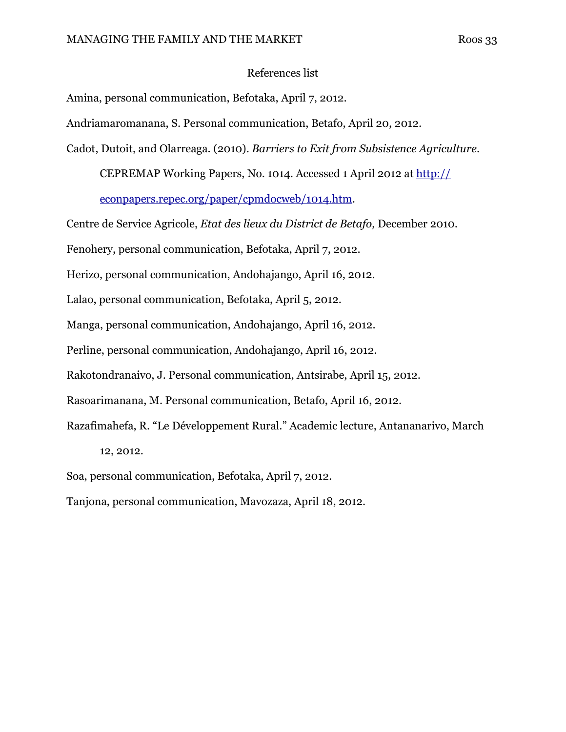# References list

Amina, personal communication, Befotaka, April 7, 2012.

Andriamaromanana, S. Personal communication, Betafo, April 20, 2012.

Cadot, Dutoit, and Olarreaga. (2010). *Barriers to Exit from Subsistence Agriculture*. CEPREMAP Working Papers, No. 1014. Accessed 1 April 2012 at http://econpapers.repec.org/paper/cpmdocweb/1014.htm.

Centre de Service Agricole, *Etat des lieux du District de Betafo,* December 2010.

Fenohery, personal communication, Befotaka, April 7, 2012.

Herizo, personal communication, Andohajango, April 16, 2012.

Lalao, personal communication, Befotaka, April 5, 2012.

Manga, personal communication, Andohajango, April 16, 2012.

Perline, personal communication, Andohajango, April 16, 2012.

Rakotondranaivo, J. Personal communication, Antsirabe, April 15, 2012.

Rasoarimanana, M. Personal communication, Betafo, April 16, 2012.

Razafimahefa, R. "Le Développement Rural." Academic lecture, Antananarivo, March 12, 2012.

Soa, personal communication, Befotaka, April 7, 2012.

Tanjona, personal communication, Mavozaza, April 18, 2012.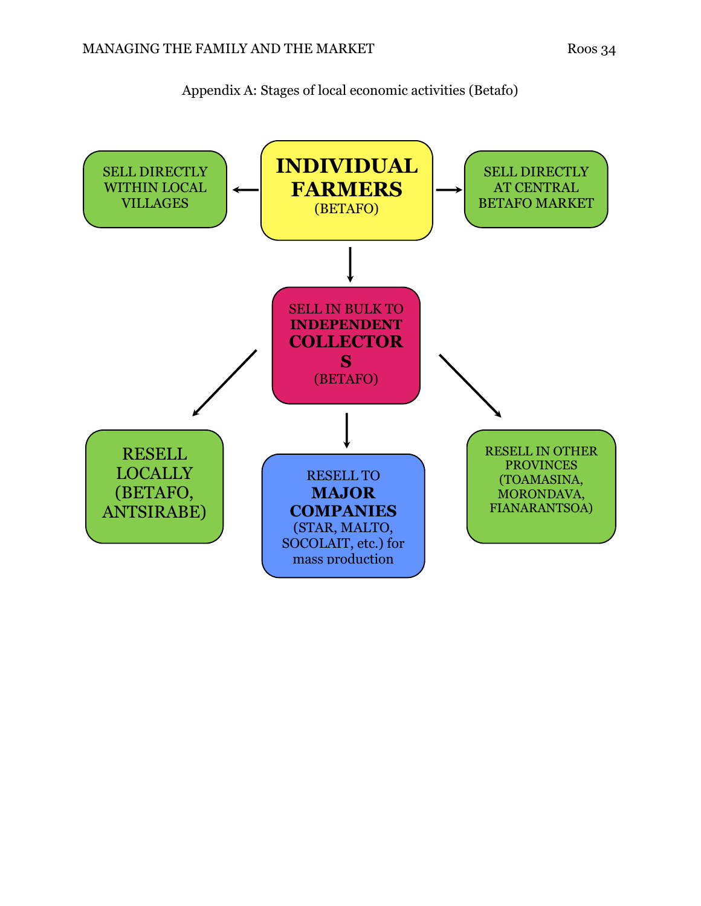Appendix A: Stages of local economic activities (Betafo)

SELL DIRECTLY WITHIN LOCAL VILLAGES

**INDIVIDUAL FARMERS** (BETAFO)

SELL DIRECTLY AT CENTRAL BETAFO MARKET

SELL IN BULK TO **INDEPENDENT COLLECTORS** (BETAFO)

RESELL LOCALLY (BETAFO, ANTSIRABE)

RESELL TO **MAJOR COMPANIES** (STAR, MALTO, SOCOLAIT, etc.) for mass production

RESELL IN OTHER PROVINCES (TOAMASINA, MORONDAVA, FIANARANTSOA)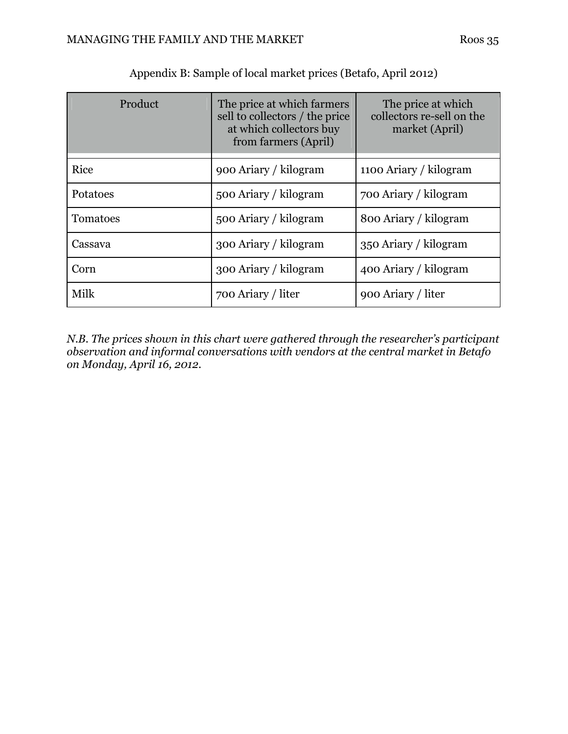Appendix B: Sample of local market prices (Betafo, April 2012)

| Product | The price at which farmers sell to collectors / the price at which collectors buy from farmers (April) | The price at which collectors re-sell on the market (April) |
|---|---|---|
| Rice | 900 Ariary / kilogram | 1100 Ariary / kilogram |
| Potatoes | 500 Ariary / kilogram | 700 Ariary / kilogram |
| Tomatoes | 500 Ariary / kilogram | 800 Ariary / kilogram |
| Cassava | 300 Ariary / kilogram | 350 Ariary / kilogram |
| Corn | 300 Ariary / kilogram | 400 Ariary / kilogram |
| Milk | 700 Ariary / liter | 900 Ariary / liter |

*N.B. The prices shown in this chart were gathered through the researcher's participant observation and informal conversations with vendors at the central market in Betafo on Monday, April 16, 2012.*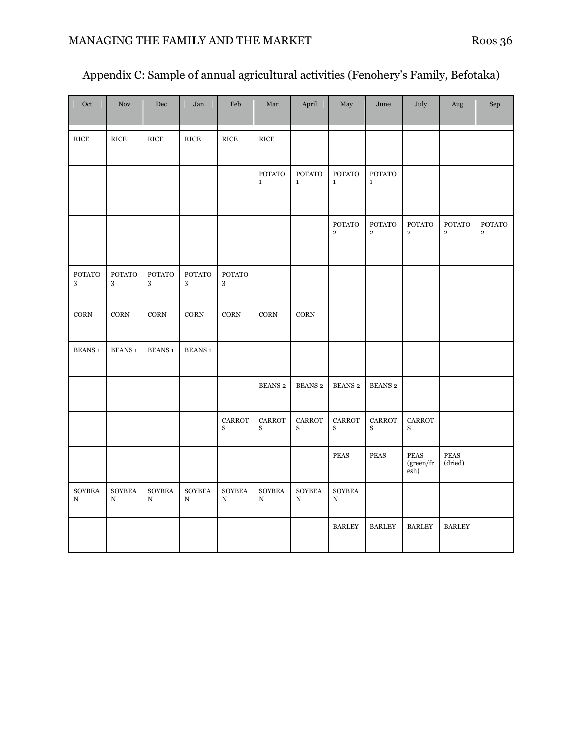## Appendix C: Sample of annual agricultural activities (Fenohery's Family, Befotaka)

| Oct | Nov | Dec | Jan | Feb | Mar | April | May | June | July | Aug | Sep |
|---|---|---|---|---|---|---|---|---|---|---|---|
| RICE | RICE | RICE | RICE | RICE | RICE | | | | | | |
| | | | | | POTATO 1 | POTATO 1 | POTATO 1 | POTATO 1 | | | |
| | | | | | | | POTATO 2 | POTATO 2 | POTATO 2 | POTATO 2 | POTATO 2 |
| POTATO 3 | POTATO 3 | POTATO 3 | POTATO 3 | POTATO 3 | | | | | | | |
| CORN | CORN | CORN | CORN | CORN | CORN | CORN | | | | | |
| BEANS 1 | BEANS 1 | BEANS 1 | BEANS 1 | | | | | | | | |
| | | | | | BEANS 2 | BEANS 2 | BEANS 2 | BEANS 2 | | | |
| | | | | CARROTS | CARROTS | CARROTS | CARROTS | CARROTS | CARROTS | | |
| | | | | | | | PEAS | PEAS | PEAS (green/fresh) | PEAS (dried) | |
| SOYBEAN | SOYBEAN | SOYBEAN | SOYBEAN | SOYBEAN | SOYBEAN | SOYBEAN | SOYBEAN | | | | |
| | | | | | | | BARLEY | BARLEY | BARLEY | BARLEY | |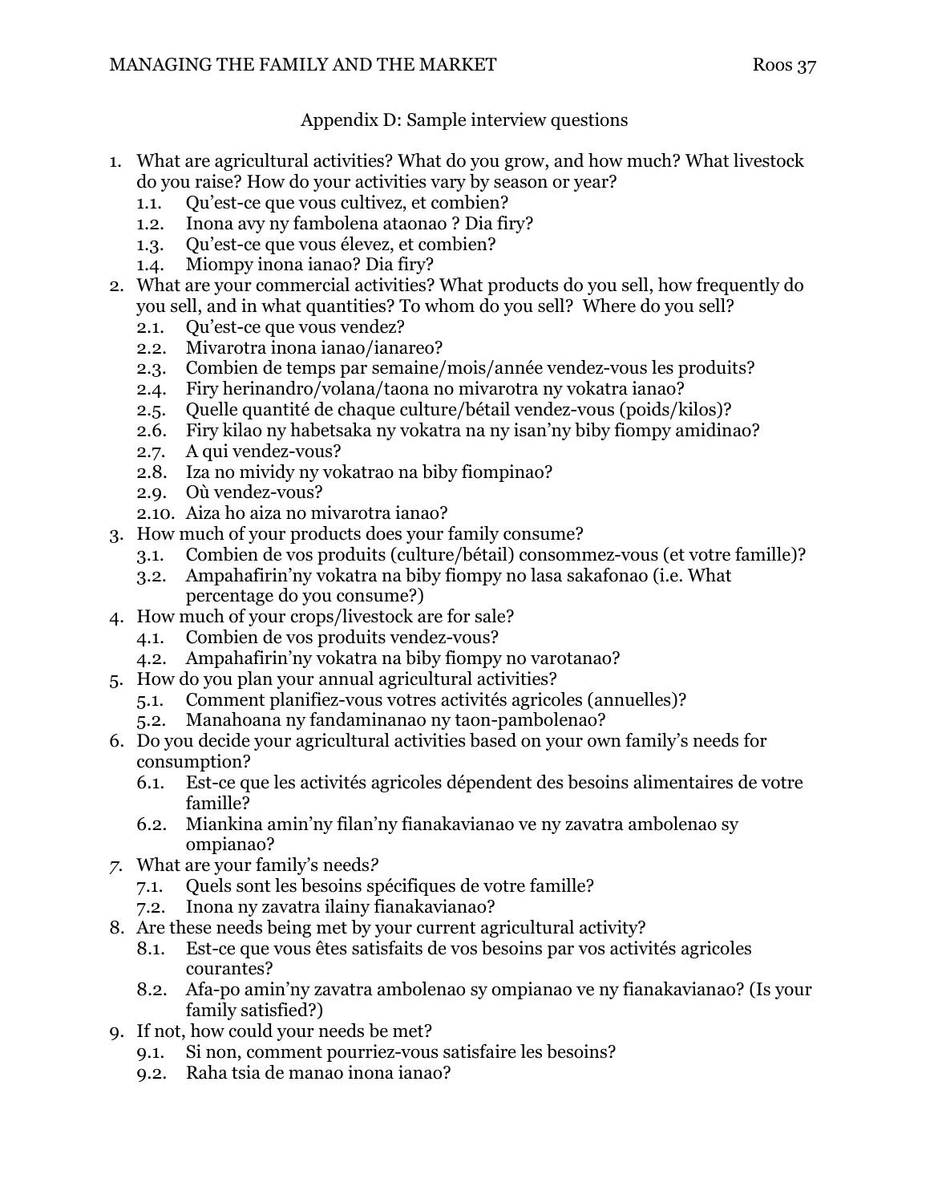## Appendix D: Sample interview questions

1. What are agricultural activities? What do you grow, and how much? What livestock do you raise? How do your activities vary by season or year?
   1.1. Qu'est-ce que vous cultivez, et combien?
   1.2. Inona avy ny fambolena ataonao ? Dia firy?
   1.3. Qu'est-ce que vous élevez, et combien?
   1.4. Miompy inona ianao? Dia firy?
2. What are your commercial activities? What products do you sell, how frequently do you sell, and in what quantities? To whom do you sell? Where do you sell?
   2.1. Qu'est-ce que vous vendez?
   2.2. Mivarotra inona ianao/ianareo?
   2.3. Combien de temps par semaine/mois/année vendez-vous les produits?
   2.4. Firy herinandro/volana/taona no mivarotra ny vokatra ianao?
   2.5. Quelle quantité de chaque culture/bétail vendez-vous (poids/kilos)?
   2.6. Firy kilao ny habetsaka ny vokatra na ny isan'ny biby fiompy amidinao?
   2.7. A qui vendez-vous?
   2.8. Iza no mividy ny vokatrao na biby fiompinao?
   2.9. Où vendez-vous?
   2.10. Aiza ho aiza no mivarotra ianao?
3. How much of your products does your family consume?
   3.1. Combien de vos produits (culture/bétail) consommez-vous (et votre famille)?
   3.2. Ampahafirin'ny vokatra na biby fiompy no lasa sakafonao (i.e. What percentage do you consume?)
4. How much of your crops/livestock are for sale?
   4.1. Combien de vos produits vendez-vous?
   4.2. Ampahafirin'ny vokatra na biby fiompy no varotanao?
5. How do you plan your annual agricultural activities?
   5.1. Comment planifiez-vous votres activités agricoles (annuelles)?
   5.2. Manahoana ny fandaminanao ny taon-pambolenao?
6. Do you decide your agricultural activities based on your own family's needs for consumption?
   6.1. Est-ce que les activités agricoles dépendent des besoins alimentaires de votre famille?
   6.2. Miankina amin'ny filan'ny fianakavianao ve ny zavatra ambolenao sy ompianao?
7. What are your family's needs*?*
   7.1. Quels sont les besoins spécifiques de votre famille?
   7.2. Inona ny zavatra ilainy fianakavianao?
8. Are these needs being met by your current agricultural activity?
   8.1. Est-ce que vous êtes satisfaits de vos besoins par vos activités agricoles courantes?
   8.2. Afa-po amin'ny zavatra ambolenao sy ompianao ve ny fianakavianao? (Is your family satisfied?)
9. If not, how could your needs be met?
   9.1. Si non, comment pourriez-vous satisfaire les besoins?
   9.2. Raha tsia de manao inona ianao?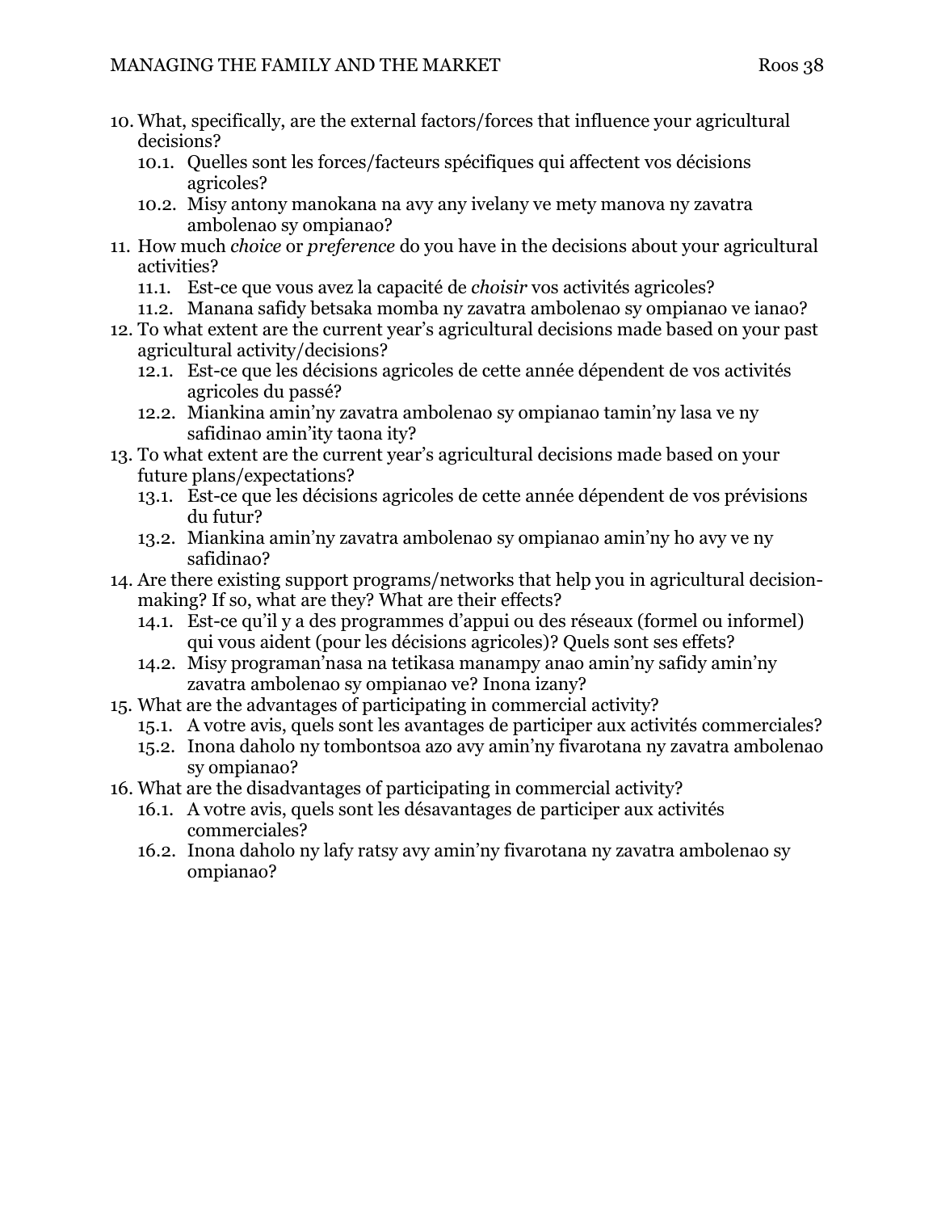10. What, specifically, are the external factors/forces that influence your agricultural decisions?
    10.1. Quelles sont les forces/facteurs spécifiques qui affectent vos décisions agricoles?
    10.2. Misy antony manokana na avy any ivelany ve mety manova ny zavatra ambolenao sy ompianao?
11. How much *choice* or *preference* do you have in the decisions about your agricultural activities?
    11.1. Est-ce que vous avez la capacité de *choisir* vos activités agricoles?
    11.2. Manana safidy betsaka momba ny zavatra ambolenao sy ompianao ve ianao?
12. To what extent are the current year's agricultural decisions made based on your past agricultural activity/decisions?
    12.1. Est-ce que les décisions agricoles de cette année dépendent de vos activités agricoles du passé?
    12.2. Miankina amin'ny zavatra ambolenao sy ompianao tamin'ny lasa ve ny safidinao amin'ity taona ity?
13. To what extent are the current year's agricultural decisions made based on your future plans/expectations?
    13.1. Est-ce que les décisions agricoles de cette année dépendent de vos prévisions du futur?
    13.2. Miankina amin'ny zavatra ambolenao sy ompianao amin'ny ho avy ve ny safidinao?
14. Are there existing support programs/networks that help you in agricultural decision-making? If so, what are they? What are their effects?
    14.1. Est-ce qu'il y a des programmes d'appui ou des réseaux (formel ou informel) qui vous aident (pour les décisions agricoles)? Quels sont ses effets?
    14.2. Misy programan'nasa na tetikasa manampy anao amin'ny safidy amin'ny zavatra ambolenao sy ompianao ve? Inona izany?
15. What are the advantages of participating in commercial activity?
    15.1. A votre avis, quels sont les avantages de participer aux activités commerciales?
    15.2. Inona daholo ny tombontsoa azo avy amin'ny fivarotana ny zavatra ambolenao sy ompianao?
16. What are the disadvantages of participating in commercial activity?
    16.1. A votre avis, quels sont les désavantages de participer aux activités commerciales?
    16.2. Inona daholo ny lafy ratsy avy amin'ny fivarotana ny zavatra ambolenao sy ompianao?